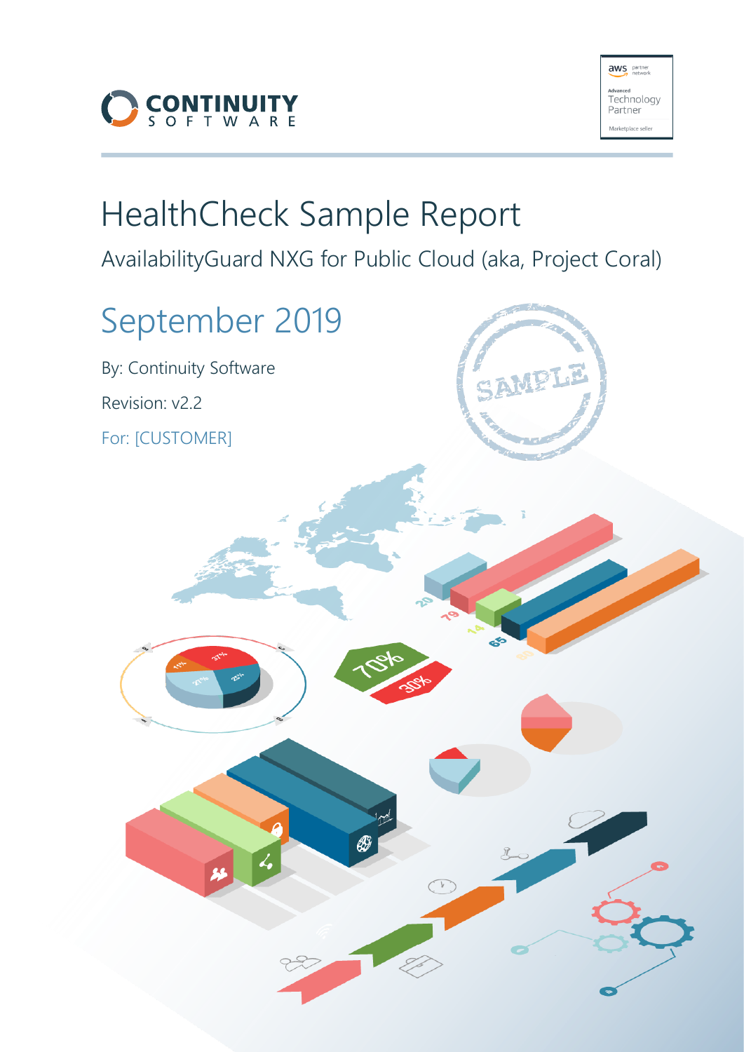# HealthCheck Sample Report

## AvailabilityGuard NXG for Public Cloud (aka, Project Coral)

## September 2019

By: Continuity Software

Revision: v2.2

For: [CUSTOMER]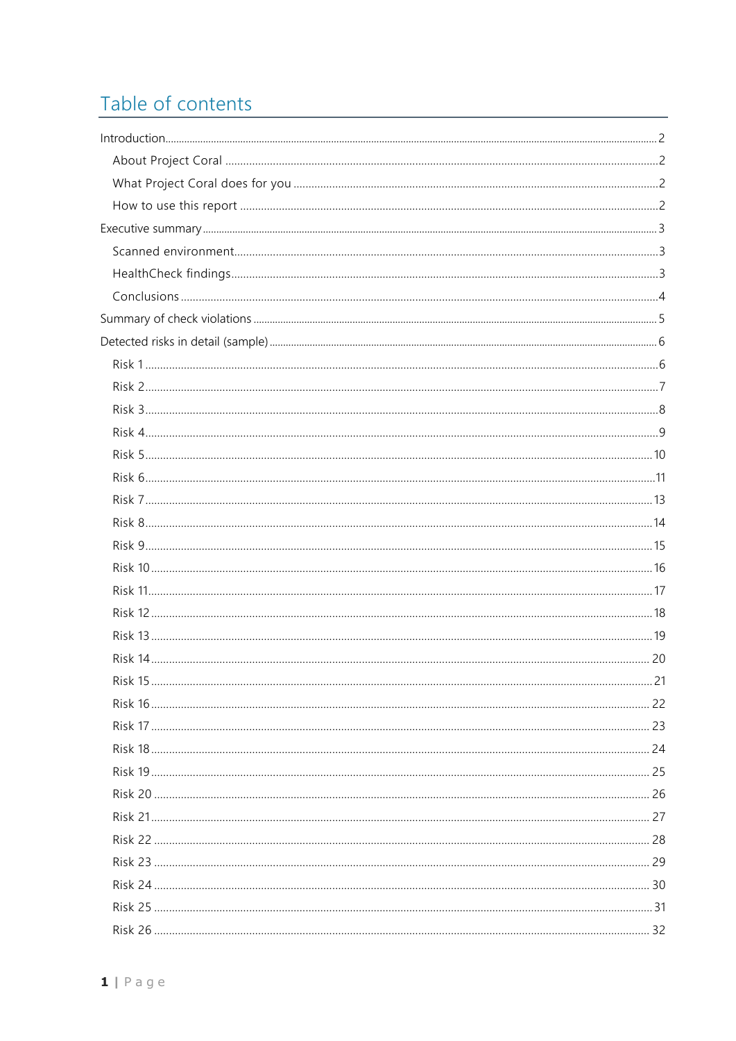# Table of contents

Introduction ........................................................................................................ 2

- About Project Coral ........................................................................................ 2
- What Project Coral does for you ...................................................................... 2
- How to use this report ..................................................................................... 2

Executive summary ................................................................................................ 3

- Scanned environment ....................................................................................... 3
- HealthCheck findings ........................................................................................ 3
- Conclusions ..................................................................................................... 4

Summary of check violations ................................................................................... 5

Detected risks in detail (sample) ............................................................................. 6

- Risk 1 ............................................................................................................ 6
- Risk 2 ............................................................................................................ 7
- Risk 3 ............................................................................................................ 8
- Risk 4 ............................................................................................................ 9
- Risk 5 ............................................................................................................ 10
- Risk 6 ............................................................................................................ 11
- Risk 7 ............................................................................................................ 13
- Risk 8 ............................................................................................................ 14
- Risk 9 ............................................................................................................ 15
- Risk 10 .......................................................................................................... 16
- Risk 11 .......................................................................................................... 17
- Risk 12 .......................................................................................................... 18
- Risk 13 .......................................................................................................... 19
- Risk 14 .......................................................................................................... 20
- Risk 15 .......................................................................................................... 21
- Risk 16 .......................................................................................................... 22
- Risk 17 .......................................................................................................... 23
- Risk 18 .......................................................................................................... 24
- Risk 19 .......................................................................................................... 25
- Risk 20 .......................................................................................................... 26
- Risk 21 .......................................................................................................... 27
- Risk 22 .......................................................................................................... 28
- Risk 23 .......................................................................................................... 29
- Risk 24 .......................................................................................................... 30
- Risk 25 .......................................................................................................... 31
- Risk 26 .......................................................................................................... 32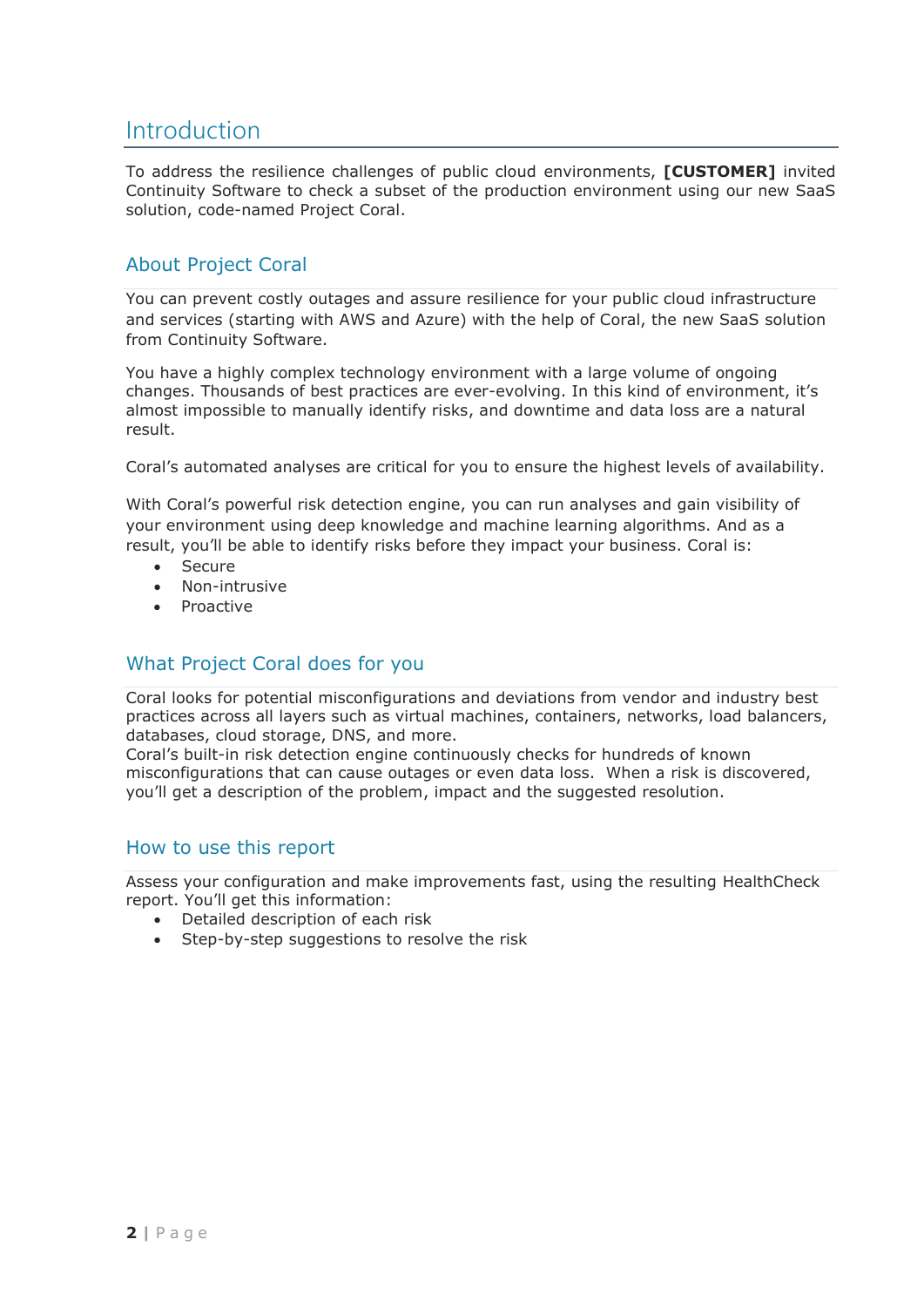# Introduction

To address the resilience challenges of public cloud environments, **[CUSTOMER]** invited Continuity Software to check a subset of the production environment using our new SaaS solution, code-named Project Coral.

## About Project Coral

You can prevent costly outages and assure resilience for your public cloud infrastructure and services (starting with AWS and Azure) with the help of Coral, the new SaaS solution from Continuity Software.

You have a highly complex technology environment with a large volume of ongoing changes. Thousands of best practices are ever-evolving. In this kind of environment, it's almost impossible to manually identify risks, and downtime and data loss are a natural result.

Coral's automated analyses are critical for you to ensure the highest levels of availability.

With Coral's powerful risk detection engine, you can run analyses and gain visibility of your environment using deep knowledge and machine learning algorithms. And as a result, you'll be able to identify risks before they impact your business. Coral is:

- Secure
- Non-intrusive
- Proactive

## What Project Coral does for you

Coral looks for potential misconfigurations and deviations from vendor and industry best practices across all layers such as virtual machines, containers, networks, load balancers, databases, cloud storage, DNS, and more.
Coral's built-in risk detection engine continuously checks for hundreds of known misconfigurations that can cause outages or even data loss. When a risk is discovered, you'll get a description of the problem, impact and the suggested resolution.

## How to use this report

Assess your configuration and make improvements fast, using the resulting HealthCheck report. You'll get this information:

- Detailed description of each risk
- Step-by-step suggestions to resolve the risk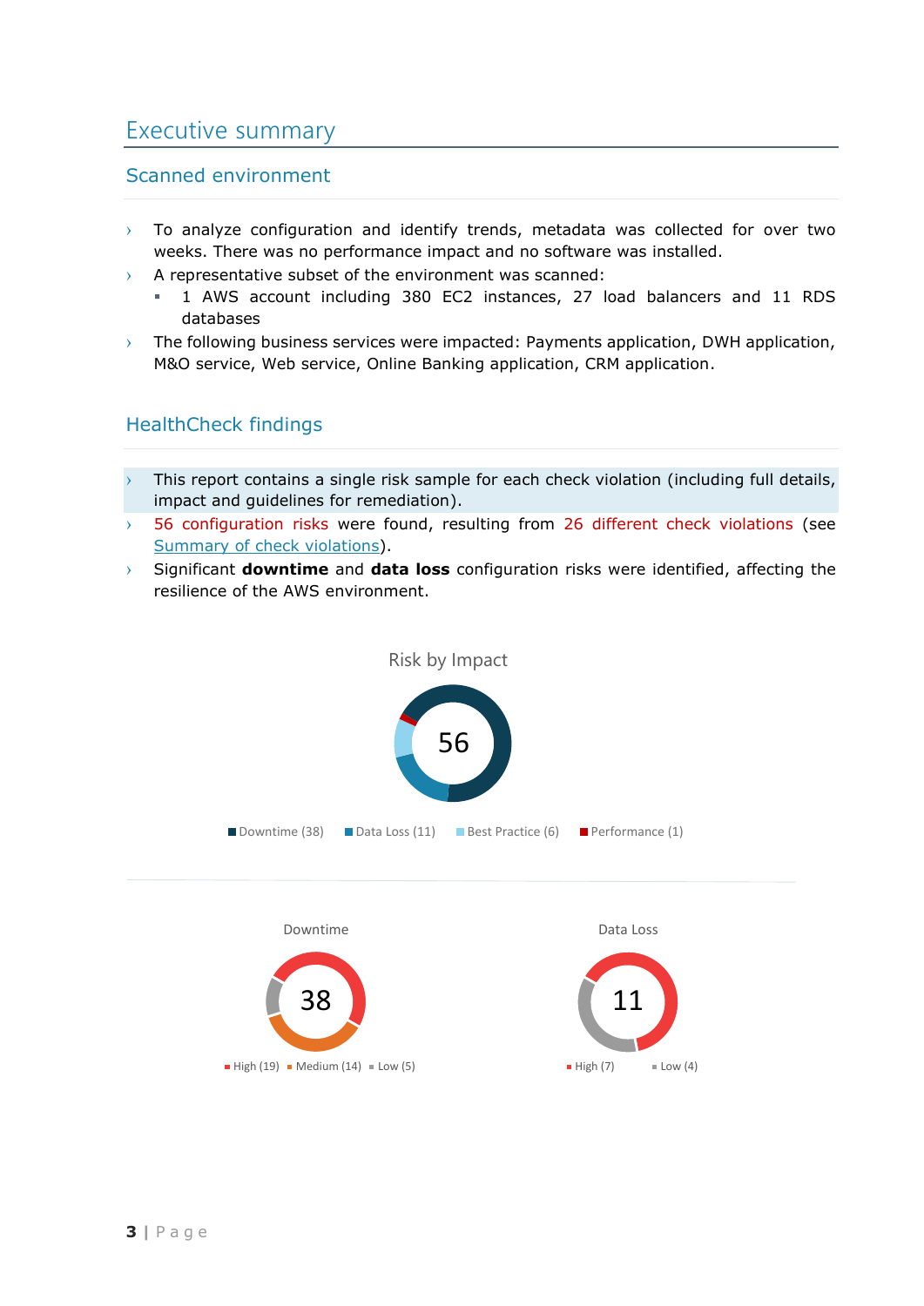# Executive summary

## Scanned environment

- To analyze configuration and identify trends, metadata was collected for over two weeks. There was no performance impact and no software was installed.
- A representative subset of the environment was scanned:
  - 1 AWS account including 380 EC2 instances, 27 load balancers and 11 RDS databases
- The following business services were impacted: Payments application, DWH application, M&O service, Web service, Online Banking application, CRM application.

## HealthCheck findings

- This report contains a single risk sample for each check violation (including full details, impact and guidelines for remediation).
- 56 configuration risks were found, resulting from 26 different check violations (see Summary of check violations).
- Significant **downtime** and **data loss** configuration risks were identified, affecting the resilience of the AWS environment.

Risk by Impact

56

Downtime (38) Data Loss (11) Best Practice (6) Performance (1)

Downtime

38

High (19) Medium (14) Low (5)

Data Loss

11

High (7) Low (4)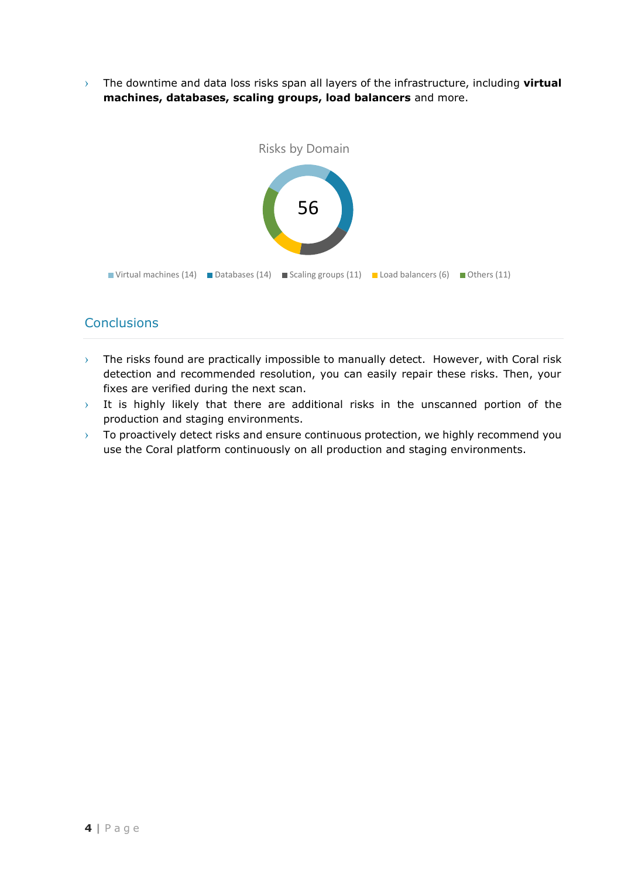- The downtime and data loss risks span all layers of the infrastructure, including **virtual machines, databases, scaling groups, load balancers** and more.

Risks by Domain

56

Virtual machines (14) Databases (14) Scaling groups (11) Load balancers (6) Others (11)

## Conclusions

- The risks found are practically impossible to manually detect. However, with Coral risk detection and recommended resolution, you can easily repair these risks. Then, your fixes are verified during the next scan.
- It is highly likely that there are additional risks in the unscanned portion of the production and staging environments.
- To proactively detect risks and ensure continuous protection, we highly recommend you use the Coral platform continuously on all production and staging environments.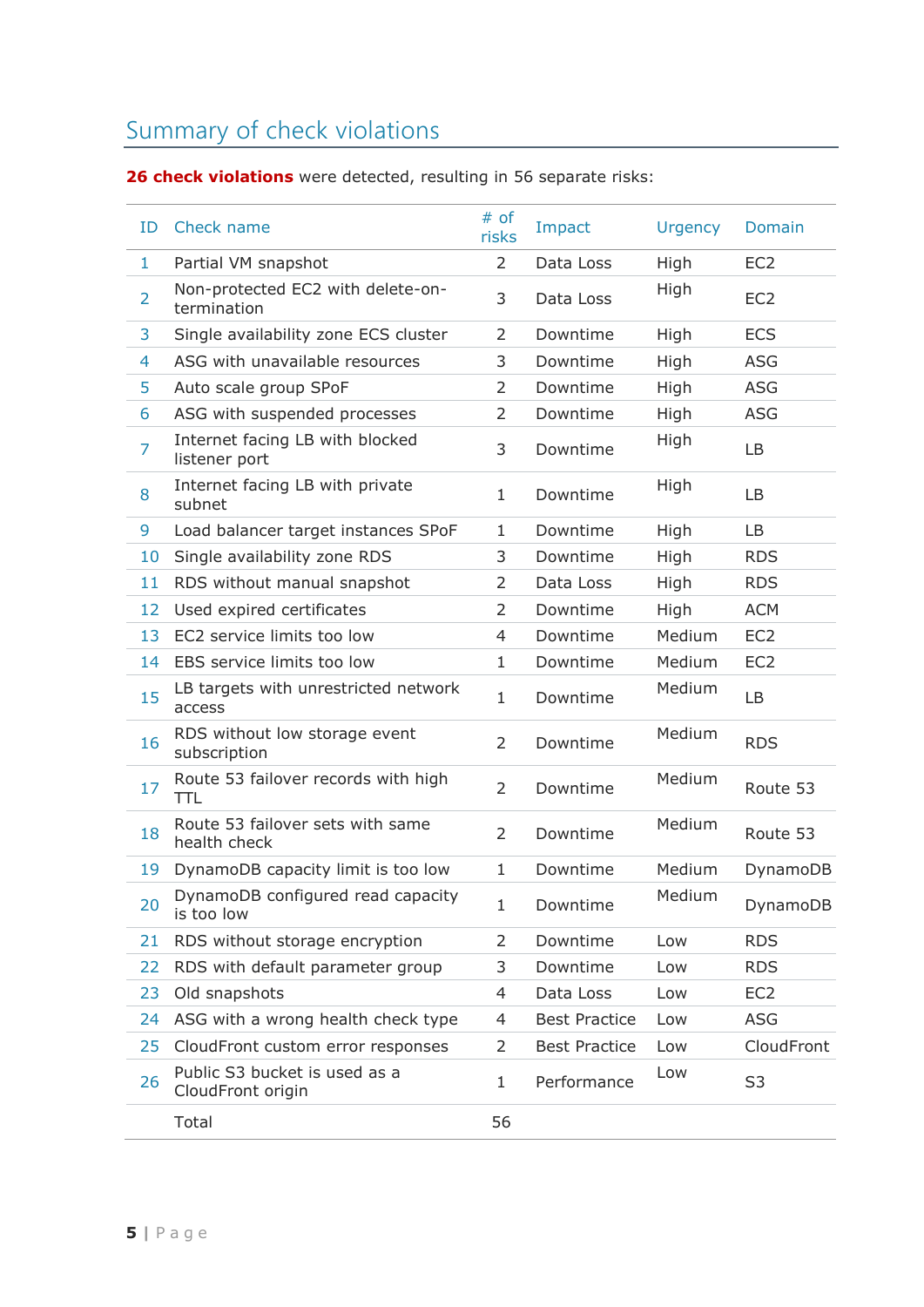## Summary of check violations

**26 check violations** were detected, resulting in 56 separate risks:

| ID | Check name | # of risks | Impact | Urgency | Domain |
|---|---|---|---|---|---|
| 1 | Partial VM snapshot | 2 | Data Loss | High | EC2 |
| 2 | Non-protected EC2 with delete-on-termination | 3 | Data Loss | High | EC2 |
| 3 | Single availability zone ECS cluster | 2 | Downtime | High | ECS |
| 4 | ASG with unavailable resources | 3 | Downtime | High | ASG |
| 5 | Auto scale group SPoF | 2 | Downtime | High | ASG |
| 6 | ASG with suspended processes | 2 | Downtime | High | ASG |
| 7 | Internet facing LB with blocked listener port | 3 | Downtime | High | LB |
| 8 | Internet facing LB with private subnet | 1 | Downtime | High | LB |
| 9 | Load balancer target instances SPoF | 1 | Downtime | High | LB |
| 10 | Single availability zone RDS | 3 | Downtime | High | RDS |
| 11 | RDS without manual snapshot | 2 | Data Loss | High | RDS |
| 12 | Used expired certificates | 2 | Downtime | High | ACM |
| 13 | EC2 service limits too low | 4 | Downtime | Medium | EC2 |
| 14 | EBS service limits too low | 1 | Downtime | Medium | EC2 |
| 15 | LB targets with unrestricted network access | 1 | Downtime | Medium | LB |
| 16 | RDS without low storage event subscription | 2 | Downtime | Medium | RDS |
| 17 | Route 53 failover records with high TTL | 2 | Downtime | Medium | Route 53 |
| 18 | Route 53 failover sets with same health check | 2 | Downtime | Medium | Route 53 |
| 19 | DynamoDB capacity limit is too low | 1 | Downtime | Medium | DynamoDB |
| 20 | DynamoDB configured read capacity is too low | 1 | Downtime | Medium | DynamoDB |
| 21 | RDS without storage encryption | 2 | Downtime | Low | RDS |
| 22 | RDS with default parameter group | 3 | Downtime | Low | RDS |
| 23 | Old snapshots | 4 | Data Loss | Low | EC2 |
| 24 | ASG with a wrong health check type | 4 | Best Practice | Low | ASG |
| 25 | CloudFront custom error responses | 2 | Best Practice | Low | CloudFront |
| 26 | Public S3 bucket is used as a CloudFront origin | 1 | Performance | Low | S3 |
| | Total | 56 | | | |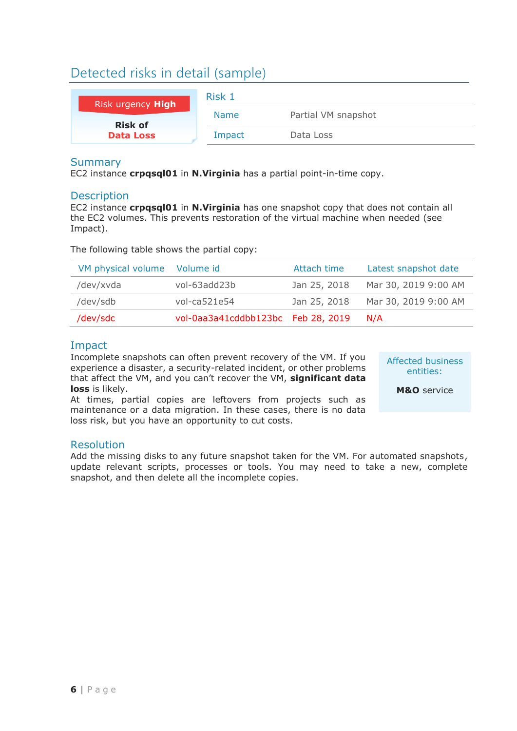## Detected risks in detail (sample)

Risk urgency **High**

**Risk of**
**Data Loss**

| Risk 1 | |
|---|---|
| Name | Partial VM snapshot |
| Impact | Data Loss |

### Summary

EC2 instance **crpqsql01** in **N.Virginia** has a partial point-in-time copy.

### Description

EC2 instance **crpqsql01** in **N.Virginia** has one snapshot copy that does not contain all the EC2 volumes. This prevents restoration of the virtual machine when needed (see Impact).

The following table shows the partial copy:

| VM physical volume | Volume id | Attach time | Latest snapshot date |
|---|---|---|---|
| /dev/xvda | vol-63add23b | Jan 25, 2018 | Mar 30, 2019 9:00 AM |
| /dev/sdb | vol-ca521e54 | Jan 25, 2018 | Mar 30, 2019 9:00 AM |
| /dev/sdc | vol-0aa3a41cddbb123bc | Feb 28, 2019 | N/A |

### Impact

Incomplete snapshots can often prevent recovery of the VM. If you experience a disaster, a security-related incident, or other problems that affect the VM, and you can't recover the VM, **significant data loss** is likely.

At times, partial copies are leftovers from projects such as maintenance or a data migration. In these cases, there is no data loss risk, but you have an opportunity to cut costs.

Affected business entities:

**M&O** service

### Resolution

Add the missing disks to any future snapshot taken for the VM. For automated snapshots, update relevant scripts, processes or tools. You may need to take a new, complete snapshot, and then delete all the incomplete copies.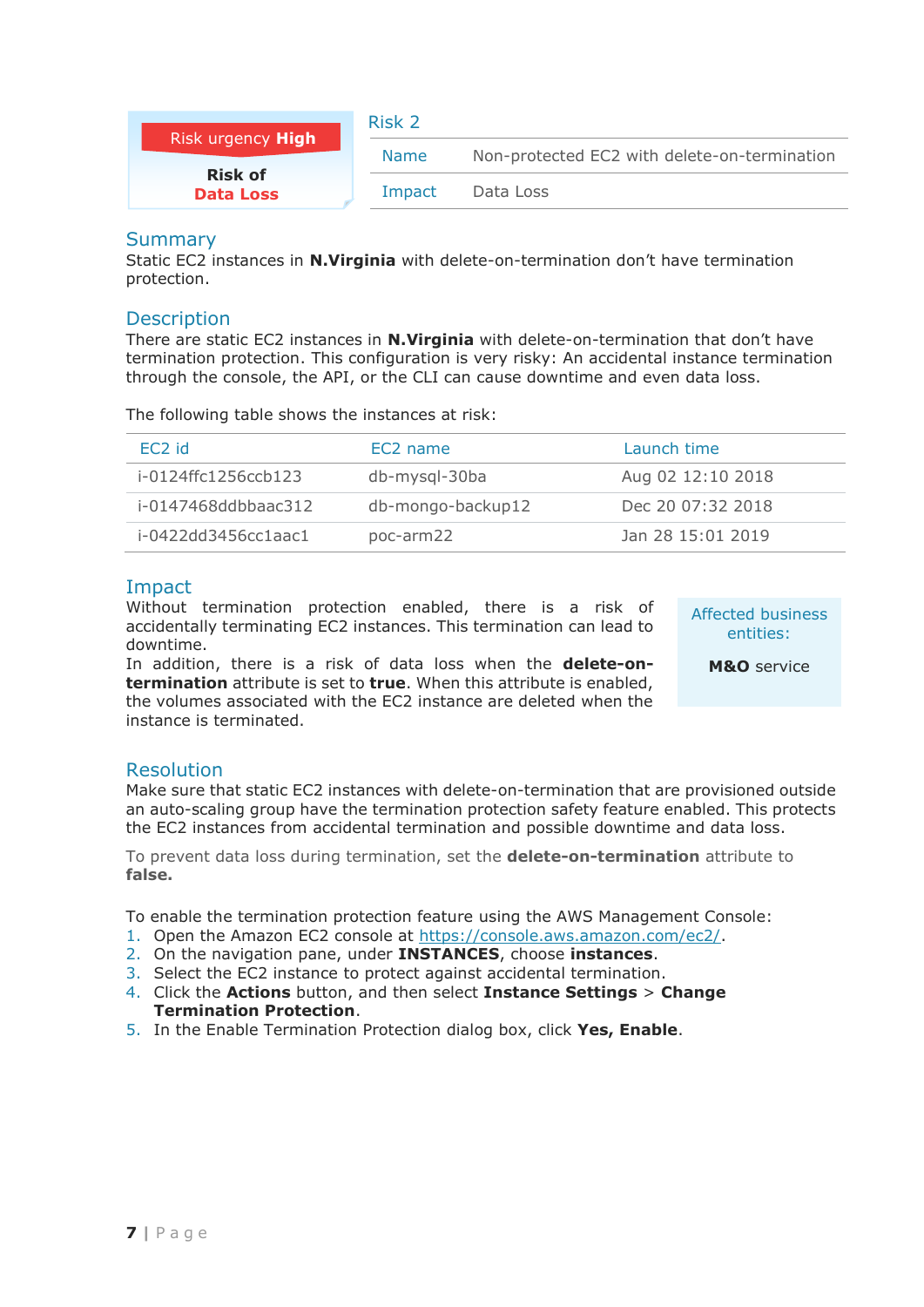Risk urgency **High**

**Risk of**
**Data Loss**

## Risk 2

| Name | Non-protected EC2 with delete-on-termination |
|---|---|
| Impact | Data Loss |

## Summary

Static EC2 instances in **N.Virginia** with delete-on-termination don't have termination protection.

## Description

There are static EC2 instances in **N.Virginia** with delete-on-termination that don't have termination protection. This configuration is very risky: An accidental instance termination through the console, the API, or the CLI can cause downtime and even data loss.

The following table shows the instances at risk:

| EC2 id | EC2 name | Launch time |
|---|---|---|
| i-0124ffc1256ccb123 | db-mysql-30ba | Aug 02 12:10 2018 |
| i-0147468ddbbaac312 | db-mongo-backup12 | Dec 20 07:32 2018 |
| i-0422dd3456cc1aac1 | poc-arm22 | Jan 28 15:01 2019 |

## Impact

Without termination protection enabled, there is a risk of accidentally terminating EC2 instances. This termination can lead to downtime.
In addition, there is a risk of data loss when the **delete-on-termination** attribute is set to **true**. When this attribute is enabled, the volumes associated with the EC2 instance are deleted when the instance is terminated.

Affected business entities:

**M&O** service

## Resolution

Make sure that static EC2 instances with delete-on-termination that are provisioned outside an auto-scaling group have the termination protection safety feature enabled. This protects the EC2 instances from accidental termination and possible downtime and data loss.

To prevent data loss during termination, set the **delete-on-termination** attribute to **false.**

To enable the termination protection feature using the AWS Management Console:

1. Open the Amazon EC2 console at https://console.aws.amazon.com/ec2/.
2. On the navigation pane, under **INSTANCES**, choose **instances**.
3. Select the EC2 instance to protect against accidental termination.
4. Click the **Actions** button, and then select **Instance Settings** > **Change Termination Protection**.
5. In the Enable Termination Protection dialog box, click **Yes, Enable**.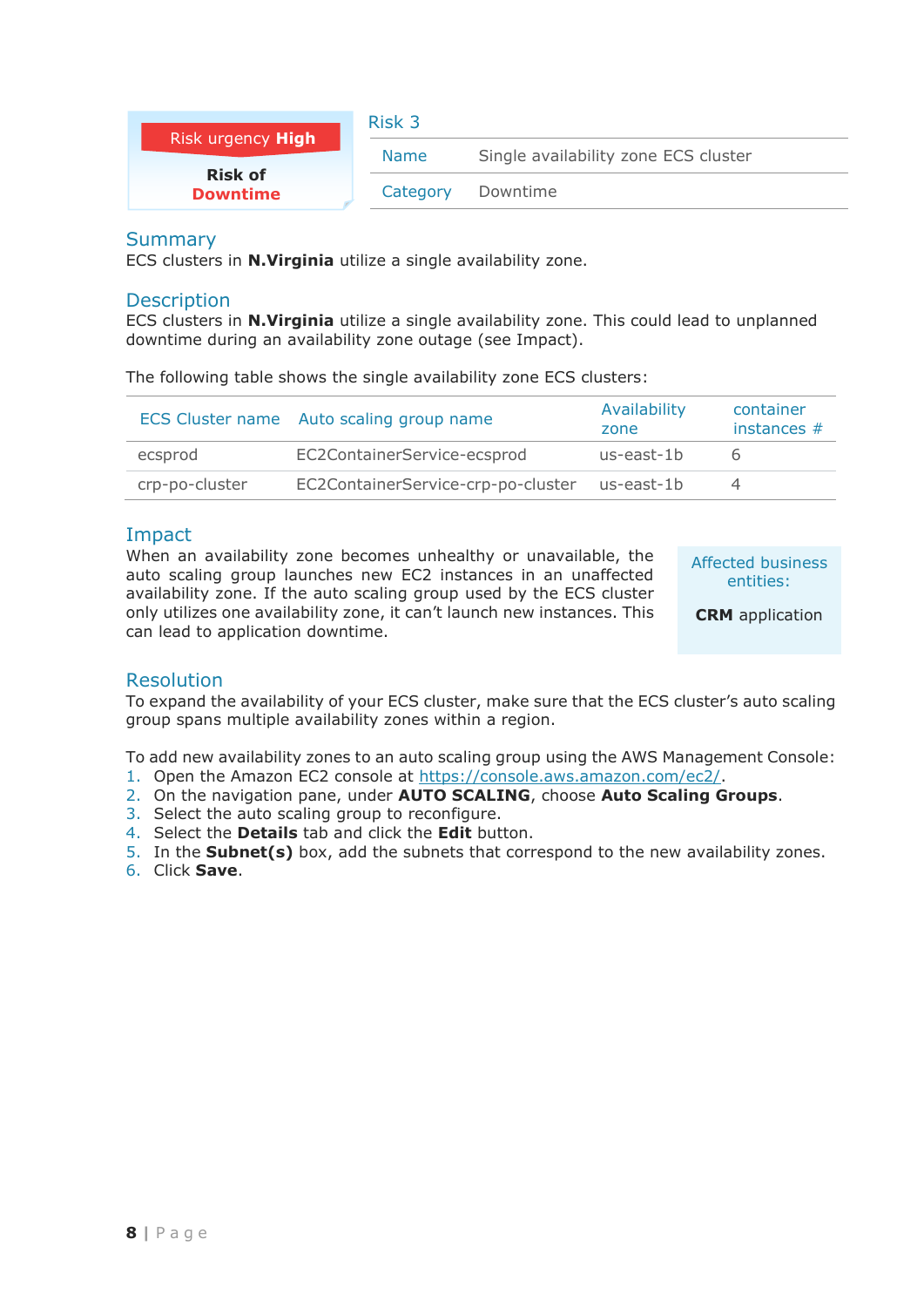**Risk urgency High**

**Risk of Downtime**

## Risk 3

| Name | Single availability zone ECS cluster |
|---|---|
| Category | Downtime |

### Summary

ECS clusters in **N.Virginia** utilize a single availability zone.

### Description

ECS clusters in **N.Virginia** utilize a single availability zone. This could lead to unplanned downtime during an availability zone outage (see Impact).

The following table shows the single availability zone ECS clusters:

| ECS Cluster name | Auto scaling group name | Availability zone | container instances # |
|---|---|---|---|
| ecsprod | EC2ContainerService-ecsprod | us-east-1b | 6 |
| crp-po-cluster | EC2ContainerService-crp-po-cluster | us-east-1b | 4 |

### Impact

When an availability zone becomes unhealthy or unavailable, the auto scaling group launches new EC2 instances in an unaffected availability zone. If the auto scaling group used by the ECS cluster only utilizes one availability zone, it can't launch new instances. This can lead to application downtime.

Affected business entities:

**CRM** application

### Resolution

To expand the availability of your ECS cluster, make sure that the ECS cluster's auto scaling group spans multiple availability zones within a region.

To add new availability zones to an auto scaling group using the AWS Management Console:

1. Open the Amazon EC2 console at https://console.aws.amazon.com/ec2/.
2. On the navigation pane, under **AUTO SCALING**, choose **Auto Scaling Groups**.
3. Select the auto scaling group to reconfigure.
4. Select the **Details** tab and click the **Edit** button.
5. In the **Subnet(s)** box, add the subnets that correspond to the new availability zones.
6. Click **Save**.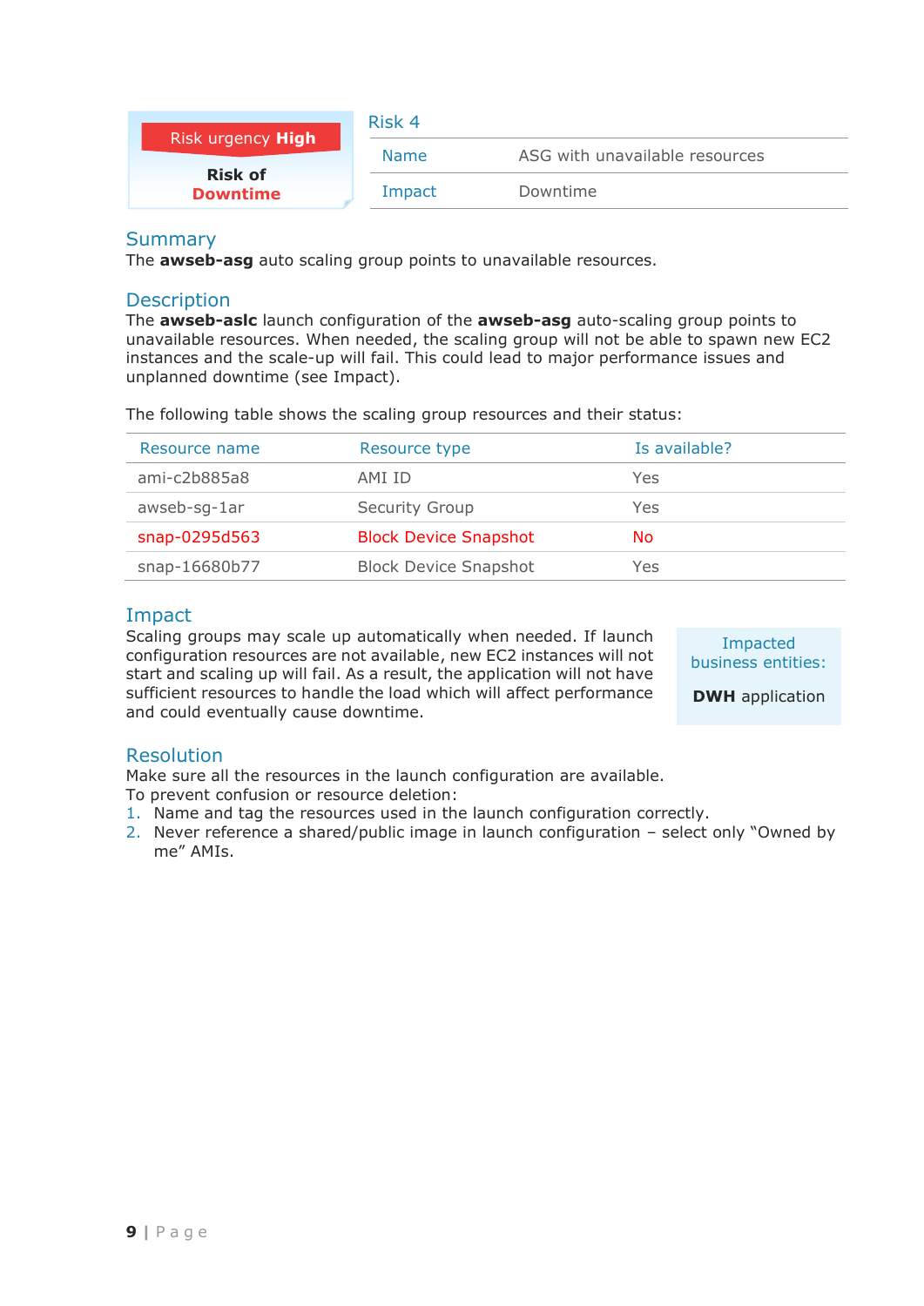Risk urgency **High**

**Risk of Downtime**

## Risk 4

| Name | ASG with unavailable resources |
|---|---|
| Impact | Downtime |

### Summary

The **awseb-asg** auto scaling group points to unavailable resources.

### Description

The **awseb-aslc** launch configuration of the **awseb-asg** auto-scaling group points to unavailable resources. When needed, the scaling group will not be able to spawn new EC2 instances and the scale-up will fail. This could lead to major performance issues and unplanned downtime (see Impact).

The following table shows the scaling group resources and their status:

| Resource name | Resource type | Is available? |
|---|---|---|
| ami-c2b885a8 | AMI ID | Yes |
| awseb-sg-1ar | Security Group | Yes |
| snap-0295d563 | Block Device Snapshot | No |
| snap-16680b77 | Block Device Snapshot | Yes |

### Impact

Scaling groups may scale up automatically when needed. If launch configuration resources are not available, new EC2 instances will not start and scaling up will fail. As a result, the application will not have sufficient resources to handle the load which will affect performance and could eventually cause downtime.

Impacted business entities:

**DWH** application

### Resolution

Make sure all the resources in the launch configuration are available.
To prevent confusion or resource deletion:

1. Name and tag the resources used in the launch configuration correctly.
2. Never reference a shared/public image in launch configuration – select only “Owned by me” AMIs.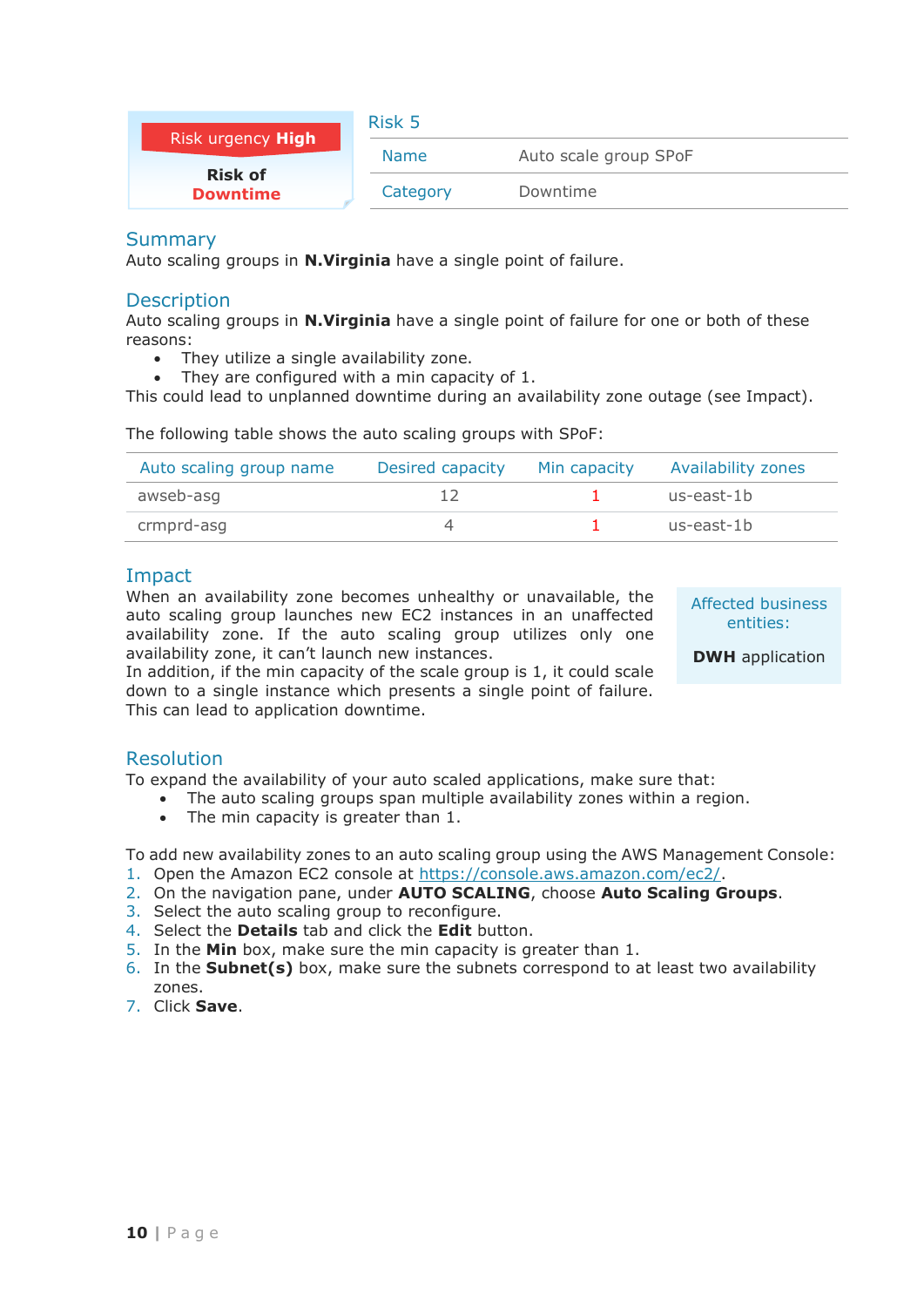Risk urgency **High**

**Risk of Downtime**

## Risk 5

| Name | Auto scale group SPoF |
|---|---|
| Category | Downtime |

## Summary

Auto scaling groups in **N.Virginia** have a single point of failure.

## Description

Auto scaling groups in **N.Virginia** have a single point of failure for one or both of these reasons:

- They utilize a single availability zone.
- They are configured with a min capacity of 1.

This could lead to unplanned downtime during an availability zone outage (see Impact).

The following table shows the auto scaling groups with SPoF:

| Auto scaling group name | Desired capacity | Min capacity | Availability zones |
|---|---|---|---|
| awseb-asg | 12 | 1 | us-east-1b |
| crmprd-asg | 4 | 1 | us-east-1b |

## Impact

When an availability zone becomes unhealthy or unavailable, the auto scaling group launches new EC2 instances in an unaffected availability zone. If the auto scaling group utilizes only one availability zone, it can't launch new instances.
In addition, if the min capacity of the scale group is 1, it could scale down to a single instance which presents a single point of failure. This can lead to application downtime.

Affected business entities:

**DWH** application

## Resolution

To expand the availability of your auto scaled applications, make sure that:

- The auto scaling groups span multiple availability zones within a region.
- The min capacity is greater than 1.

To add new availability zones to an auto scaling group using the AWS Management Console:

1. Open the Amazon EC2 console at https://console.aws.amazon.com/ec2/.
2. On the navigation pane, under **AUTO SCALING**, choose **Auto Scaling Groups**.
3. Select the auto scaling group to reconfigure.
4. Select the **Details** tab and click the **Edit** button.
5. In the **Min** box, make sure the min capacity is greater than 1.
6. In the **Subnet(s)** box, make sure the subnets correspond to at least two availability zones.
7. Click **Save**.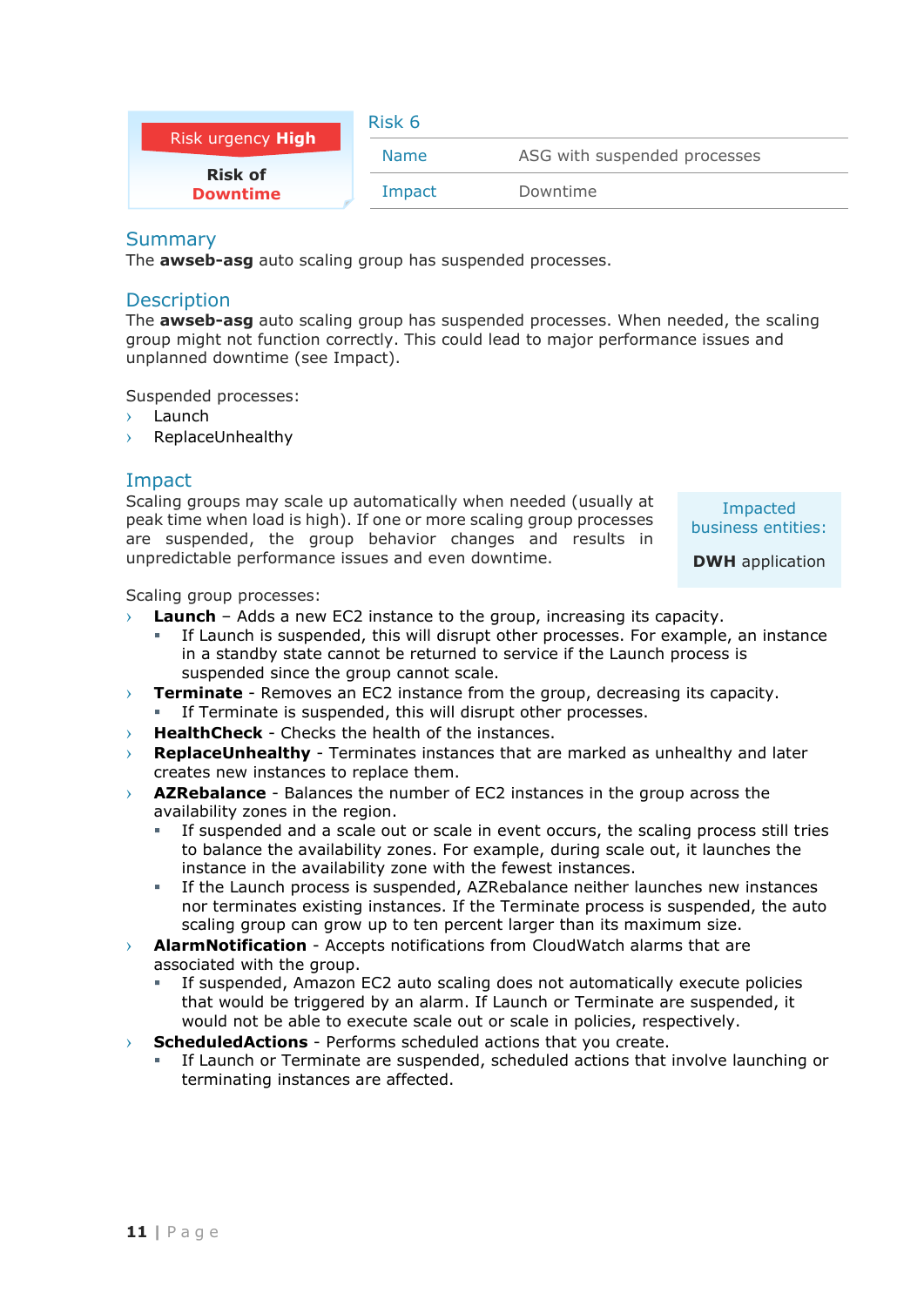| Risk urgency **High** | Risk 6 | |
|---|---|---|
| **Risk of** | Name | ASG with suspended processes |
| **Downtime** | Impact | Downtime |

## Summary

The **awseb-asg** auto scaling group has suspended processes.

## Description

The **awseb-asg** auto scaling group has suspended processes. When needed, the scaling group might not function correctly. This could lead to major performance issues and unplanned downtime (see Impact).

Suspended processes:

- Launch
- ReplaceUnhealthy

## Impact

Scaling groups may scale up automatically when needed (usually at peak time when load is high). If one or more scaling group processes are suspended, the group behavior changes and results in unpredictable performance issues and even downtime.

Impacted business entities:

**DWH** application

Scaling group processes:

- **Launch** – Adds a new EC2 instance to the group, increasing its capacity.
  - If Launch is suspended, this will disrupt other processes. For example, an instance in a standby state cannot be returned to service if the Launch process is suspended since the group cannot scale.
- **Terminate** - Removes an EC2 instance from the group, decreasing its capacity.
  - If Terminate is suspended, this will disrupt other processes.
- **HealthCheck** - Checks the health of the instances.
- **ReplaceUnhealthy** - Terminates instances that are marked as unhealthy and later creates new instances to replace them.
- **AZRebalance** - Balances the number of EC2 instances in the group across the availability zones in the region.
  - If suspended and a scale out or scale in event occurs, the scaling process still tries to balance the availability zones. For example, during scale out, it launches the instance in the availability zone with the fewest instances.
  - If the Launch process is suspended, AZRebalance neither launches new instances nor terminates existing instances. If the Terminate process is suspended, the auto scaling group can grow up to ten percent larger than its maximum size.
- **AlarmNotification** - Accepts notifications from CloudWatch alarms that are associated with the group.
  - If suspended, Amazon EC2 auto scaling does not automatically execute policies that would be triggered by an alarm. If Launch or Terminate are suspended, it would not be able to execute scale out or scale in policies, respectively.
- **ScheduledActions** - Performs scheduled actions that you create.
  - If Launch or Terminate are suspended, scheduled actions that involve launching or terminating instances are affected.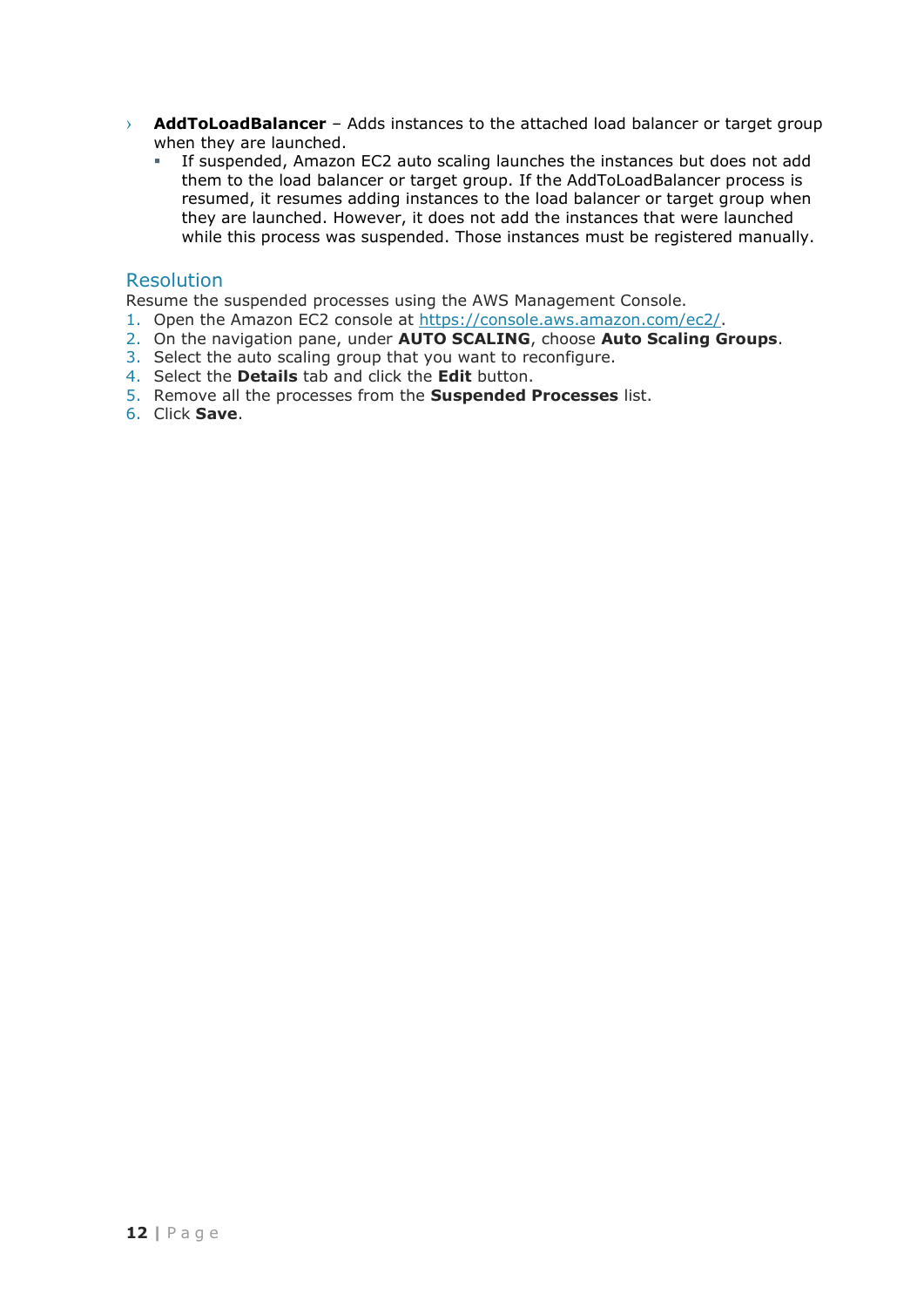- **AddToLoadBalancer** – Adds instances to the attached load balancer or target group when they are launched.
  - If suspended, Amazon EC2 auto scaling launches the instances but does not add them to the load balancer or target group. If the AddToLoadBalancer process is resumed, it resumes adding instances to the load balancer or target group when they are launched. However, it does not add the instances that were launched while this process was suspended. Those instances must be registered manually.

## Resolution

Resume the suspended processes using the AWS Management Console.

1. Open the Amazon EC2 console at https://console.aws.amazon.com/ec2/.
2. On the navigation pane, under **AUTO SCALING**, choose **Auto Scaling Groups**.
3. Select the auto scaling group that you want to reconfigure.
4. Select the **Details** tab and click the **Edit** button.
5. Remove all the processes from the **Suspended Processes** list.
6. Click **Save**.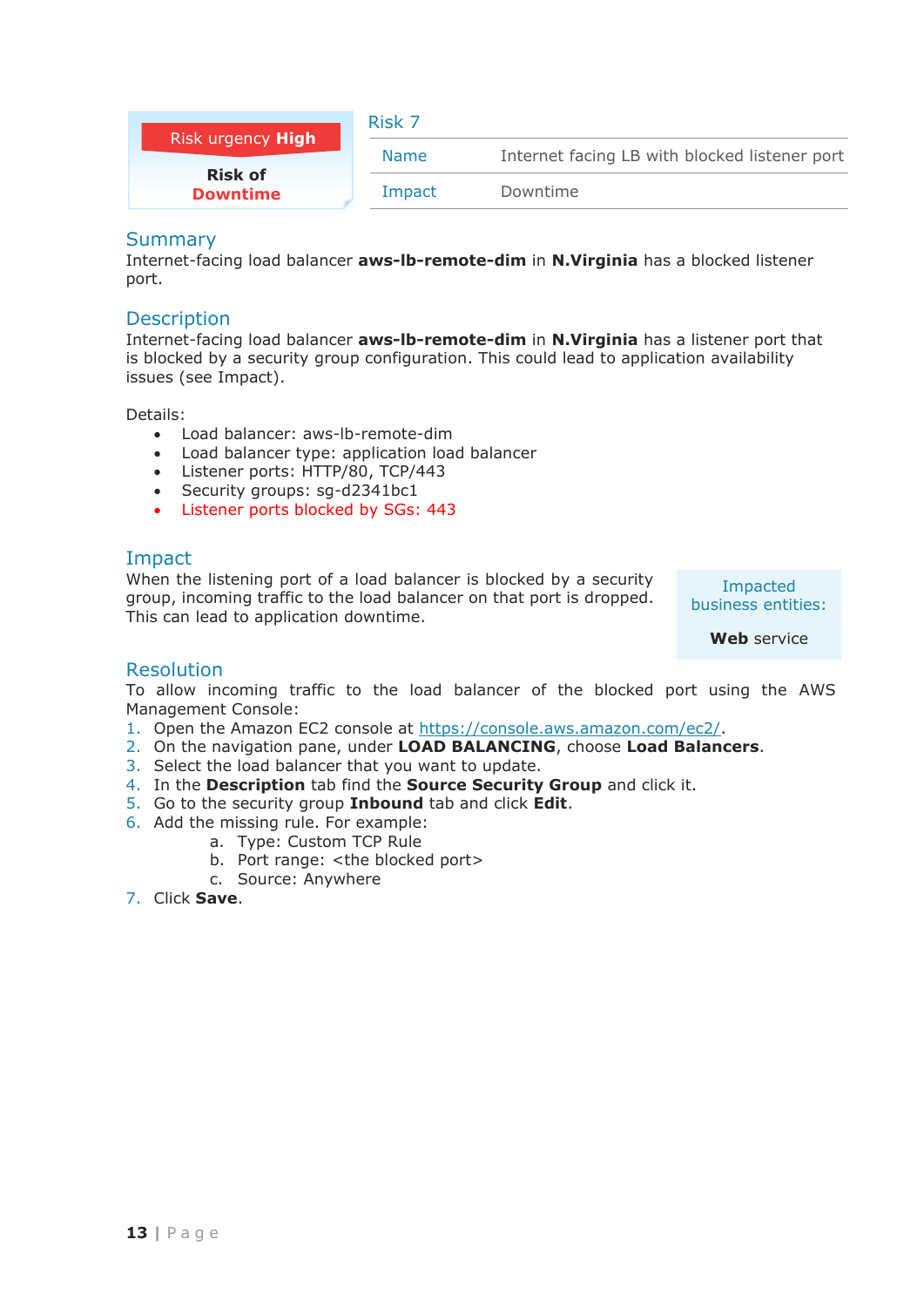Risk urgency **High**

**Risk of Downtime**

## Risk 7

| Name | Internet facing LB with blocked listener port |
|---|---|
| Impact | Downtime |

## Summary

Internet-facing load balancer **aws-lb-remote-dim** in **N.Virginia** has a blocked listener port.

## Description

Internet-facing load balancer **aws-lb-remote-dim** in **N.Virginia** has a listener port that is blocked by a security group configuration. This could lead to application availability issues (see Impact).

Details:

- Load balancer: aws-lb-remote-dim
- Load balancer type: application load balancer
- Listener ports: HTTP/80, TCP/443
- Security groups: sg-d2341bc1
- Listener ports blocked by SGs: 443

## Impact

When the listening port of a load balancer is blocked by a security group, incoming traffic to the load balancer on that port is dropped. This can lead to application downtime.

Impacted business entities:

**Web** service

## Resolution

To allow incoming traffic to the load balancer of the blocked port using the AWS Management Console:

1. Open the Amazon EC2 console at https://console.aws.amazon.com/ec2/.
2. On the navigation pane, under **LOAD BALANCING**, choose **Load Balancers**.
3. Select the load balancer that you want to update.
4. In the **Description** tab find the **Source Security Group** and click it.
5. Go to the security group **Inbound** tab and click **Edit**.
6. Add the missing rule. For example:
   a. Type: Custom TCP Rule
   b. Port range: <the blocked port>
   c. Source: Anywhere
7. Click **Save**.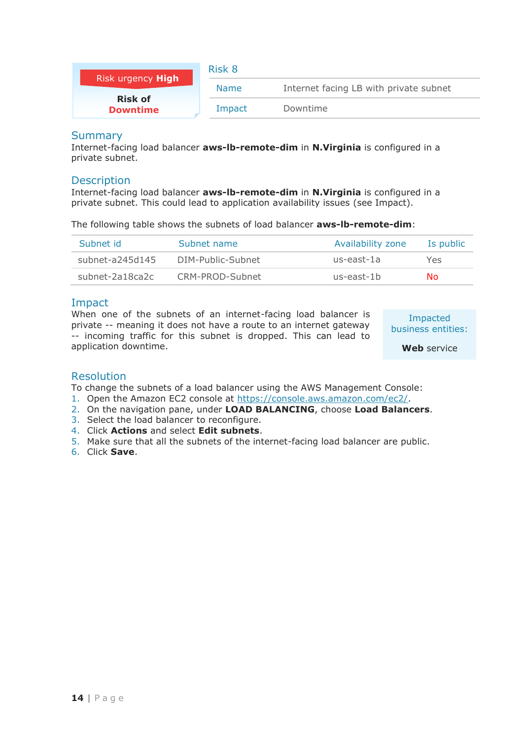**Risk urgency High**

**Risk of Downtime**

## Risk 8

| | |
|---|---|
| Name | Internet facing LB with private subnet |
| Impact | Downtime |

## Summary

Internet-facing load balancer **aws-lb-remote-dim** in **N.Virginia** is configured in a private subnet.

## Description

Internet-facing load balancer **aws-lb-remote-dim** in **N.Virginia** is configured in a private subnet. This could lead to application availability issues (see Impact).

The following table shows the subnets of load balancer **aws-lb-remote-dim**:

| Subnet id | Subnet name | Availability zone | Is public |
|---|---|---|---|
| subnet-a245d145 | DIM-Public-Subnet | us-east-1a | Yes |
| subnet-2a18ca2c | CRM-PROD-Subnet | us-east-1b | No |

## Impact

When one of the subnets of an internet-facing load balancer is private -- meaning it does not have a route to an internet gateway -- incoming traffic for this subnet is dropped. This can lead to application downtime.

Impacted business entities:

**Web** service

## Resolution

To change the subnets of a load balancer using the AWS Management Console:

1. Open the Amazon EC2 console at https://console.aws.amazon.com/ec2/.
2. On the navigation pane, under **LOAD BALANCING**, choose **Load Balancers**.
3. Select the load balancer to reconfigure.
4. Click **Actions** and select **Edit subnets**.
5. Make sure that all the subnets of the internet-facing load balancer are public.
6. Click **Save**.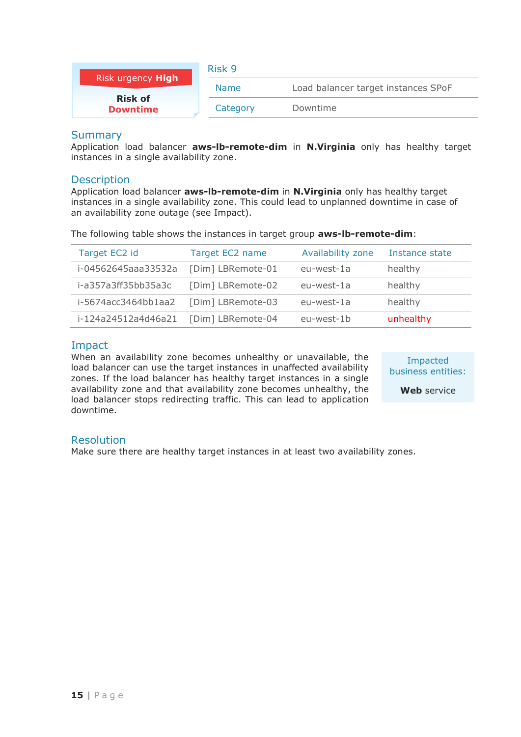Risk urgency **High**

**Risk of Downtime**

## Risk 9

| Name | Load balancer target instances SPoF |
|---|---|
| Category | Downtime |

### Summary

Application load balancer **aws-lb-remote-dim** in **N.Virginia** only has healthy target instances in a single availability zone.

### Description

Application load balancer **aws-lb-remote-dim** in **N.Virginia** only has healthy target instances in a single availability zone. This could lead to unplanned downtime in case of an availability zone outage (see Impact).

The following table shows the instances in target group **aws-lb-remote-dim**:

| Target EC2 id | Target EC2 name | Availability zone | Instance state |
|---|---|---|---|
| i-04562645aaa33532a | [Dim] LBRemote-01 | eu-west-1a | healthy |
| i-a357a3ff35bb35a3c | [Dim] LBRemote-02 | eu-west-1a | healthy |
| i-5674acc3464bb1aa2 | [Dim] LBRemote-03 | eu-west-1a | healthy |
| i-124a24512a4d46a21 | [Dim] LBRemote-04 | eu-west-1b | unhealthy |

### Impact

When an availability zone becomes unhealthy or unavailable, the load balancer can use the target instances in unaffected availability zones. If the load balancer has healthy target instances in a single availability zone and that availability zone becomes unhealthy, the load balancer stops redirecting traffic. This can lead to application downtime.

Impacted business entities:

**Web** service

### Resolution

Make sure there are healthy target instances in at least two availability zones.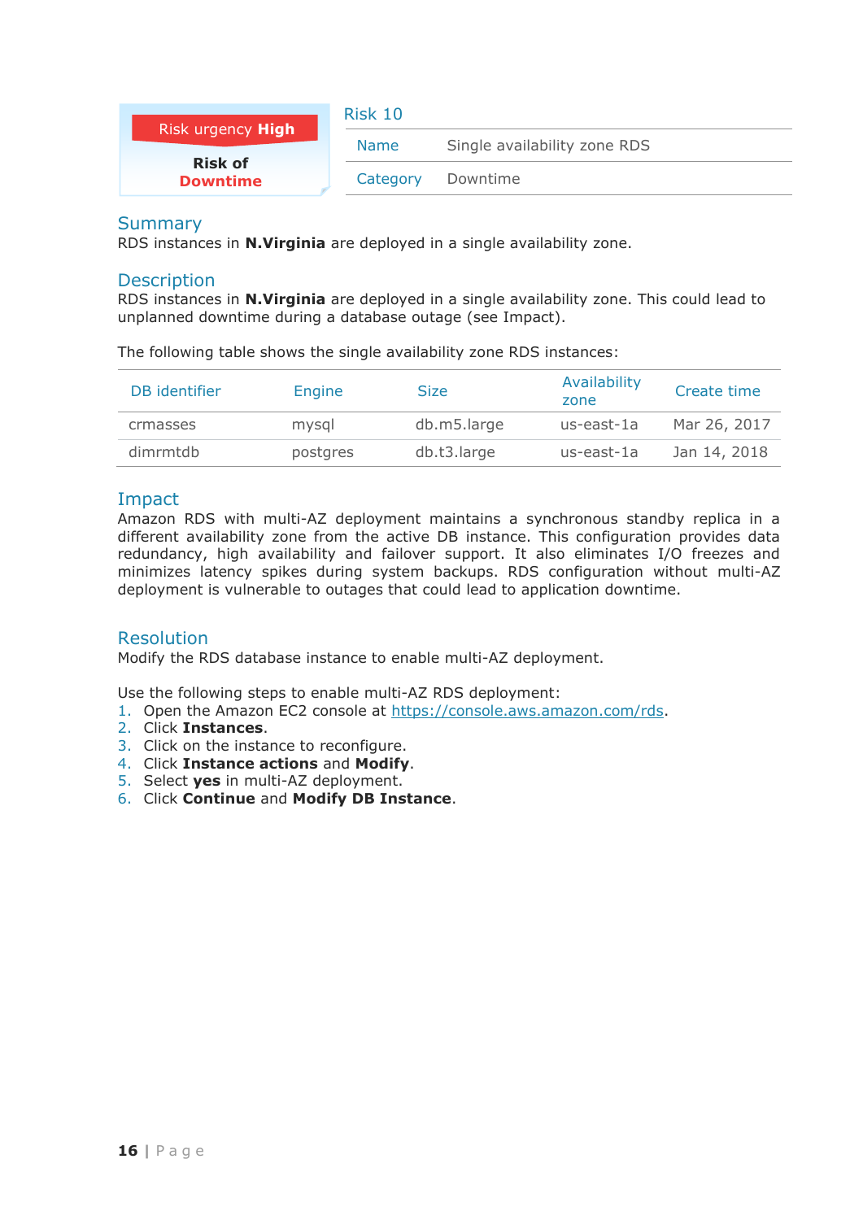Risk urgency **High**

**Risk of Downtime**

## Risk 10

| Name | Single availability zone RDS |
|---|---|
| Category | Downtime |

### Summary

RDS instances in **N.Virginia** are deployed in a single availability zone.

### Description

RDS instances in **N.Virginia** are deployed in a single availability zone. This could lead to unplanned downtime during a database outage (see Impact).

The following table shows the single availability zone RDS instances:

| DB identifier | Engine | Size | Availability zone | Create time |
|---|---|---|---|---|
| crmasses | mysql | db.m5.large | us-east-1a | Mar 26, 2017 |
| dimrmtdb | postgres | db.t3.large | us-east-1a | Jan 14, 2018 |

### Impact

Amazon RDS with multi-AZ deployment maintains a synchronous standby replica in a different availability zone from the active DB instance. This configuration provides data redundancy, high availability and failover support. It also eliminates I/O freezes and minimizes latency spikes during system backups. RDS configuration without multi-AZ deployment is vulnerable to outages that could lead to application downtime.

### Resolution

Modify the RDS database instance to enable multi-AZ deployment.

Use the following steps to enable multi-AZ RDS deployment:

1. Open the Amazon EC2 console at https://console.aws.amazon.com/rds.
2. Click **Instances**.
3. Click on the instance to reconfigure.
4. Click **Instance actions** and **Modify**.
5. Select **yes** in multi-AZ deployment.
6. Click **Continue** and **Modify DB Instance**.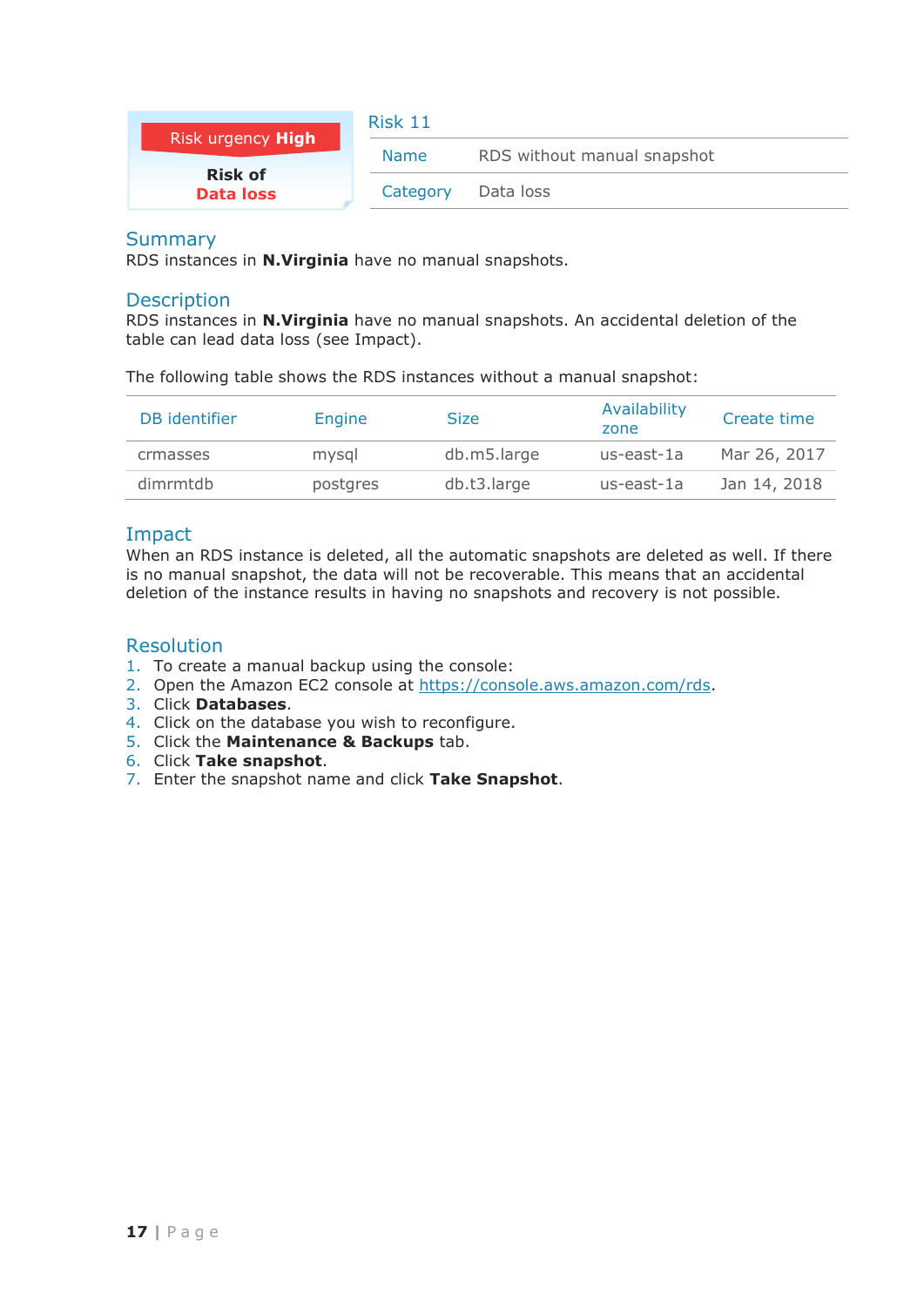Risk urgency **High**

**Risk of**
**Data loss**

## Risk 11

| Name | RDS without manual snapshot |
|---|---|
| Category | Data loss |

## Summary

RDS instances in **N.Virginia** have no manual snapshots.

## Description

RDS instances in **N.Virginia** have no manual snapshots. An accidental deletion of the table can lead data loss (see Impact).

The following table shows the RDS instances without a manual snapshot:

| DB identifier | Engine | Size | Availability zone | Create time |
|---|---|---|---|---|
| crmasses | mysql | db.m5.large | us-east-1a | Mar 26, 2017 |
| dimrmtdb | postgres | db.t3.large | us-east-1a | Jan 14, 2018 |

## Impact

When an RDS instance is deleted, all the automatic snapshots are deleted as well. If there is no manual snapshot, the data will not be recoverable. This means that an accidental deletion of the instance results in having no snapshots and recovery is not possible.

## Resolution

1. To create a manual backup using the console:
2. Open the Amazon EC2 console at https://console.aws.amazon.com/rds.
3. Click **Databases**.
4. Click on the database you wish to reconfigure.
5. Click the **Maintenance & Backups** tab.
6. Click **Take snapshot**.
7. Enter the snapshot name and click **Take Snapshot**.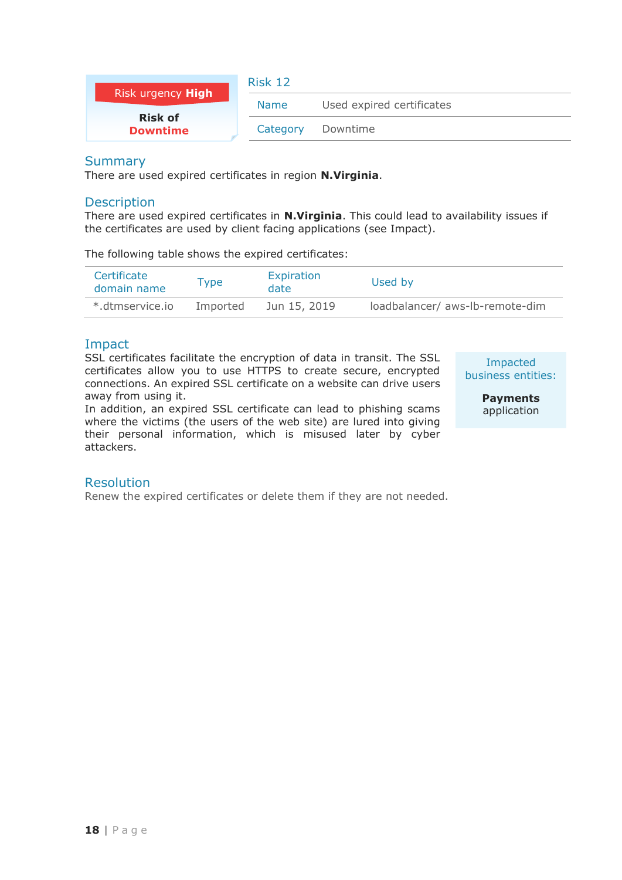Risk urgency **High**

**Risk of**
**Downtime**

## Risk 12

| Name | Used expired certificates |
|---|---|
| Category | Downtime |

## Summary

There are used expired certificates in region **N.Virginia**.

## Description

There are used expired certificates in **N.Virginia**. This could lead to availability issues if the certificates are used by client facing applications (see Impact).

The following table shows the expired certificates:

| Certificate domain name | Type | Expiration date | Used by |
|---|---|---|---|
| *.dtmservice.io | Imported | Jun 15, 2019 | loadbalancer/ aws-lb-remote-dim |

## Impact

SSL certificates facilitate the encryption of data in transit. The SSL certificates allow you to use HTTPS to create secure, encrypted connections. An expired SSL certificate on a website can drive users away from using it.
In addition, an expired SSL certificate can lead to phishing scams where the victims (the users of the web site) are lured into giving their personal information, which is misused later by cyber attackers.

Impacted business entities:

**Payments** application

## Resolution

Renew the expired certificates or delete them if they are not needed.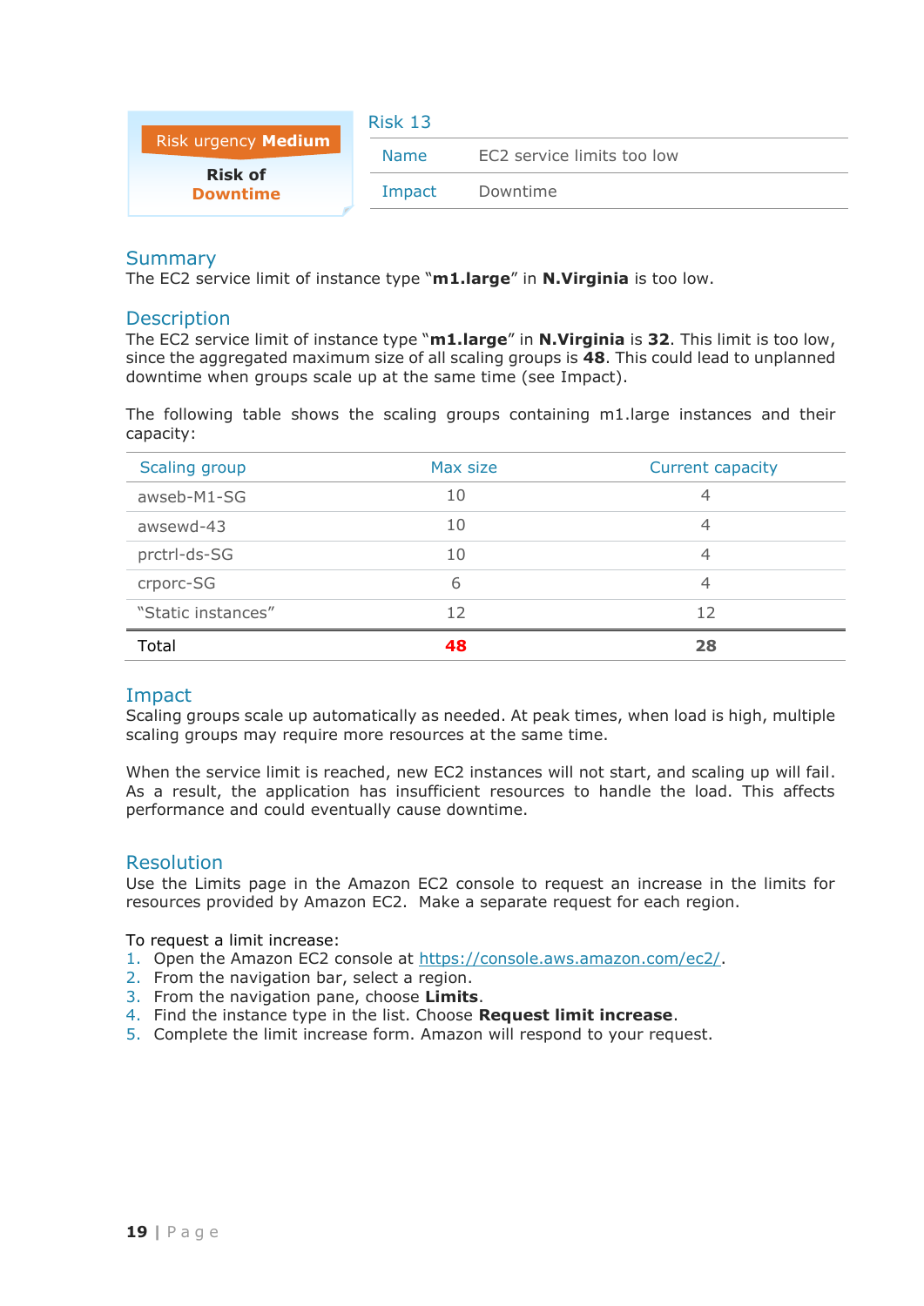Risk urgency **Medium**

**Risk of**
**Downtime**

## Risk 13

| Name | EC2 service limits too low |
|---|---|
| Impact | Downtime |

## Summary

The EC2 service limit of instance type "**m1.large**" in **N.Virginia** is too low.

## Description

The EC2 service limit of instance type "**m1.large**" in **N.Virginia** is **32**. This limit is too low, since the aggregated maximum size of all scaling groups is **48**. This could lead to unplanned downtime when groups scale up at the same time (see Impact).

The following table shows the scaling groups containing m1.large instances and their capacity:

| Scaling group | Max size | Current capacity |
|---|---|---|
| awseb-M1-SG | 10 | 4 |
| awsewd-43 | 10 | 4 |
| prctrl-ds-SG | 10 | 4 |
| crporc-SG | 6 | 4 |
| "Static instances" | 12 | 12 |
| Total | **48** | **28** |

## Impact

Scaling groups scale up automatically as needed. At peak times, when load is high, multiple scaling groups may require more resources at the same time.

When the service limit is reached, new EC2 instances will not start, and scaling up will fail. As a result, the application has insufficient resources to handle the load. This affects performance and could eventually cause downtime.

## Resolution

Use the Limits page in the Amazon EC2 console to request an increase in the limits for resources provided by Amazon EC2. Make a separate request for each region.

To request a limit increase:

1. Open the Amazon EC2 console at https://console.aws.amazon.com/ec2/.
2. From the navigation bar, select a region.
3. From the navigation pane, choose **Limits**.
4. Find the instance type in the list. Choose **Request limit increase**.
5. Complete the limit increase form. Amazon will respond to your request.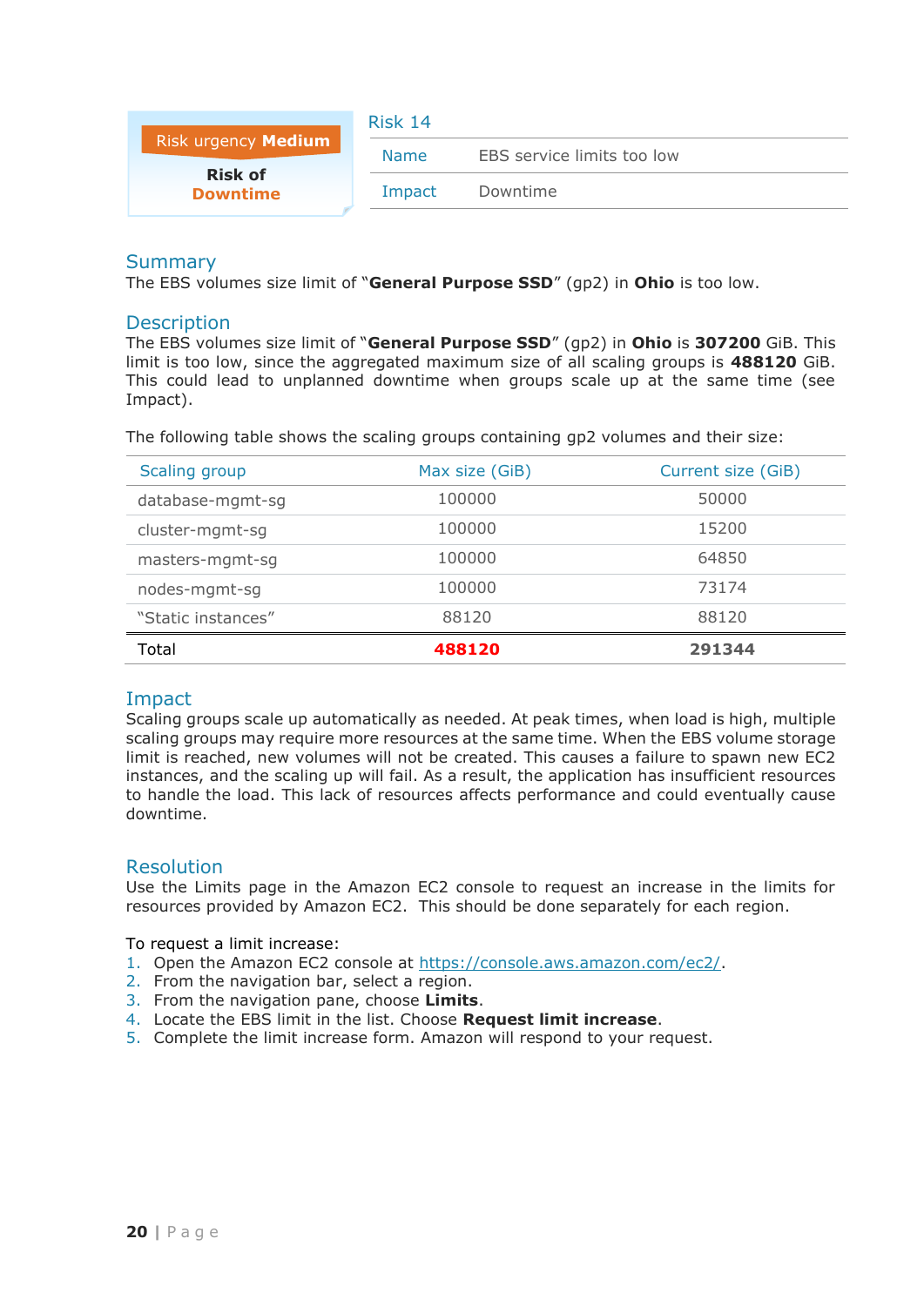Risk urgency **Medium**

**Risk of**
**Downtime**

## Risk 14

| Name | EBS service limits too low |
|---|---|
| Impact | Downtime |

### Summary

The EBS volumes size limit of "**General Purpose SSD**" (gp2) in **Ohio** is too low.

### Description

The EBS volumes size limit of "**General Purpose SSD**" (gp2) in **Ohio** is **307200** GiB. This limit is too low, since the aggregated maximum size of all scaling groups is **488120** GiB. This could lead to unplanned downtime when groups scale up at the same time (see Impact).

The following table shows the scaling groups containing gp2 volumes and their size:

| Scaling group | Max size (GiB) | Current size (GiB) |
|---|---|---|
| database-mgmt-sg | 100000 | 50000 |
| cluster-mgmt-sg | 100000 | 15200 |
| masters-mgmt-sg | 100000 | 64850 |
| nodes-mgmt-sg | 100000 | 73174 |
| "Static instances" | 88120 | 88120 |
| Total | **488120** | **291344** |

### Impact

Scaling groups scale up automatically as needed. At peak times, when load is high, multiple scaling groups may require more resources at the same time. When the EBS volume storage limit is reached, new volumes will not be created. This causes a failure to spawn new EC2 instances, and the scaling up will fail. As a result, the application has insufficient resources to handle the load. This lack of resources affects performance and could eventually cause downtime.

### Resolution

Use the Limits page in the Amazon EC2 console to request an increase in the limits for resources provided by Amazon EC2. This should be done separately for each region.

To request a limit increase:

1. Open the Amazon EC2 console at https://console.aws.amazon.com/ec2/.
2. From the navigation bar, select a region.
3. From the navigation pane, choose **Limits**.
4. Locate the EBS limit in the list. Choose **Request limit increase**.
5. Complete the limit increase form. Amazon will respond to your request.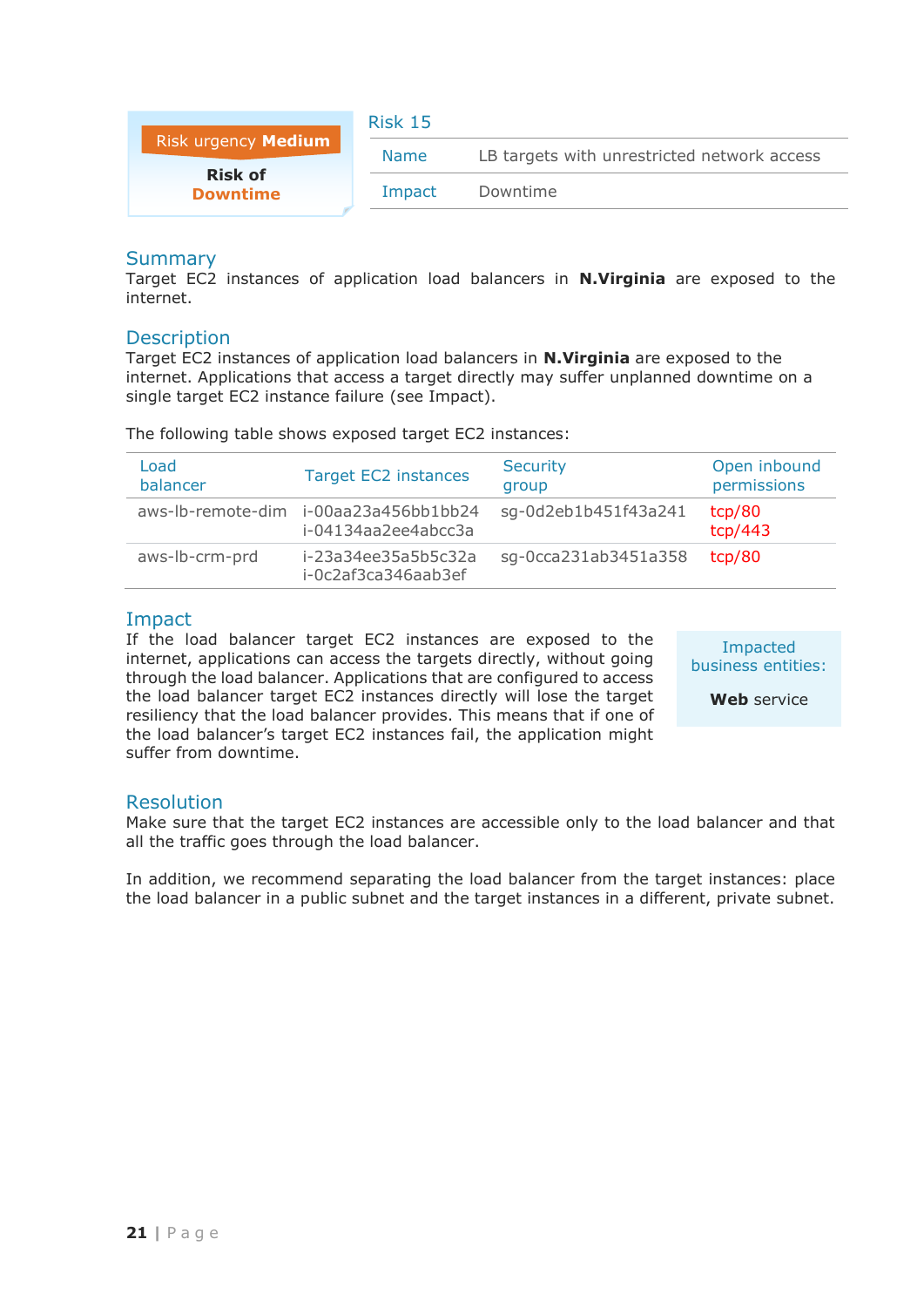Risk urgency **Medium**

**Risk of**
**Downtime**

## Risk 15

| Name | LB targets with unrestricted network access |
|---|---|
| Impact | Downtime |

### Summary

Target EC2 instances of application load balancers in **N.Virginia** are exposed to the internet.

### Description

Target EC2 instances of application load balancers in **N.Virginia** are exposed to the internet. Applications that access a target directly may suffer unplanned downtime on a single target EC2 instance failure (see Impact).

The following table shows exposed target EC2 instances:

| Load balancer | Target EC2 instances | Security group | Open inbound permissions |
|---|---|---|---|
| aws-lb-remote-dim | i-00aa23a456bb1bb24<br>i-04134aa2ee4abcc3a | sg-0d2eb1b451f43a241 | tcp/80<br>tcp/443 |
| aws-lb-crm-prd | i-23a34ee35a5b5c32a<br>i-0c2af3ca346aab3ef | sg-0cca231ab3451a358 | tcp/80 |

### Impact

If the load balancer target EC2 instances are exposed to the internet, applications can access the targets directly, without going through the load balancer. Applications that are configured to access the load balancer target EC2 instances directly will lose the target resiliency that the load balancer provides. This means that if one of the load balancer's target EC2 instances fail, the application might suffer from downtime.

Impacted business entities:

**Web** service

### Resolution

Make sure that the target EC2 instances are accessible only to the load balancer and that all the traffic goes through the load balancer.

In addition, we recommend separating the load balancer from the target instances: place the load balancer in a public subnet and the target instances in a different, private subnet.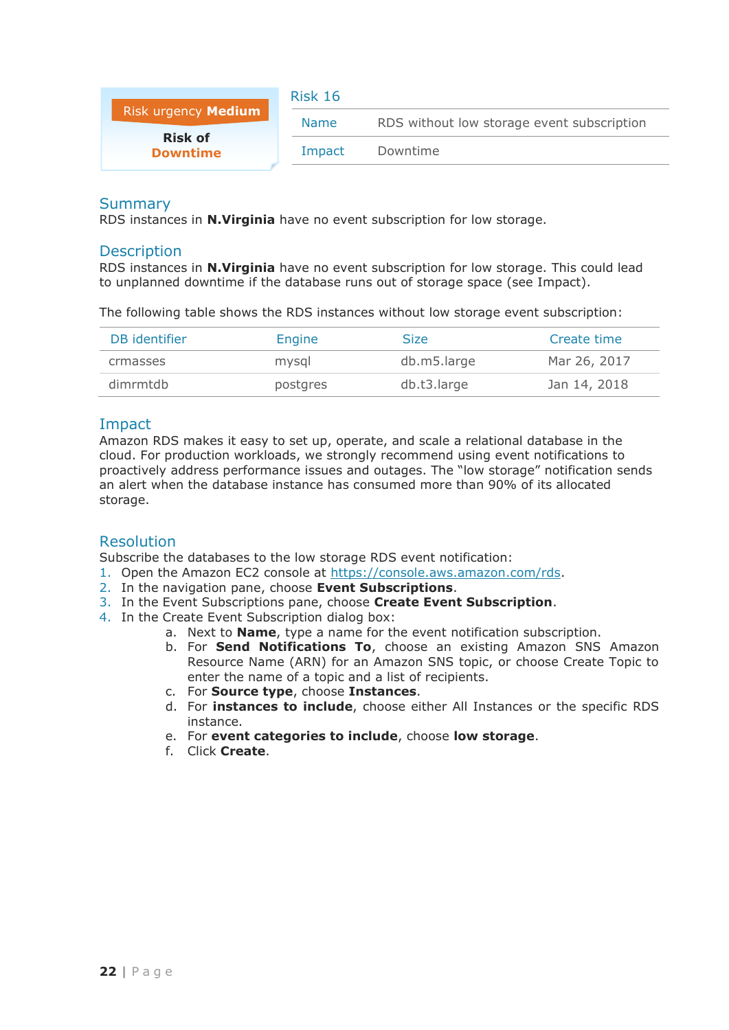Risk urgency **Medium**

**Risk of Downtime**

## Risk 16

| | |
|---|---|
| Name | RDS without low storage event subscription |
| Impact | Downtime |

## Summary

RDS instances in **N.Virginia** have no event subscription for low storage.

## Description

RDS instances in **N.Virginia** have no event subscription for low storage. This could lead to unplanned downtime if the database runs out of storage space (see Impact).

The following table shows the RDS instances without low storage event subscription:

| DB identifier | Engine | Size | Create time |
|---|---|---|---|
| crmasses | mysql | db.m5.large | Mar 26, 2017 |
| dimrmtdb | postgres | db.t3.large | Jan 14, 2018 |

## Impact

Amazon RDS makes it easy to set up, operate, and scale a relational database in the cloud. For production workloads, we strongly recommend using event notifications to proactively address performance issues and outages. The "low storage" notification sends an alert when the database instance has consumed more than 90% of its allocated storage.

## Resolution

Subscribe the databases to the low storage RDS event notification:

1. Open the Amazon EC2 console at https://console.aws.amazon.com/rds.
2. In the navigation pane, choose **Event Subscriptions**.
3. In the Event Subscriptions pane, choose **Create Event Subscription**.
4. In the Create Event Subscription dialog box:
   a. Next to **Name**, type a name for the event notification subscription.
   b. For **Send Notifications To**, choose an existing Amazon SNS Amazon Resource Name (ARN) for an Amazon SNS topic, or choose Create Topic to enter the name of a topic and a list of recipients.
   c. For **Source type**, choose **Instances**.
   d. For **instances to include**, choose either All Instances or the specific RDS instance.
   e. For **event categories to include**, choose **low storage**.
   f. Click **Create**.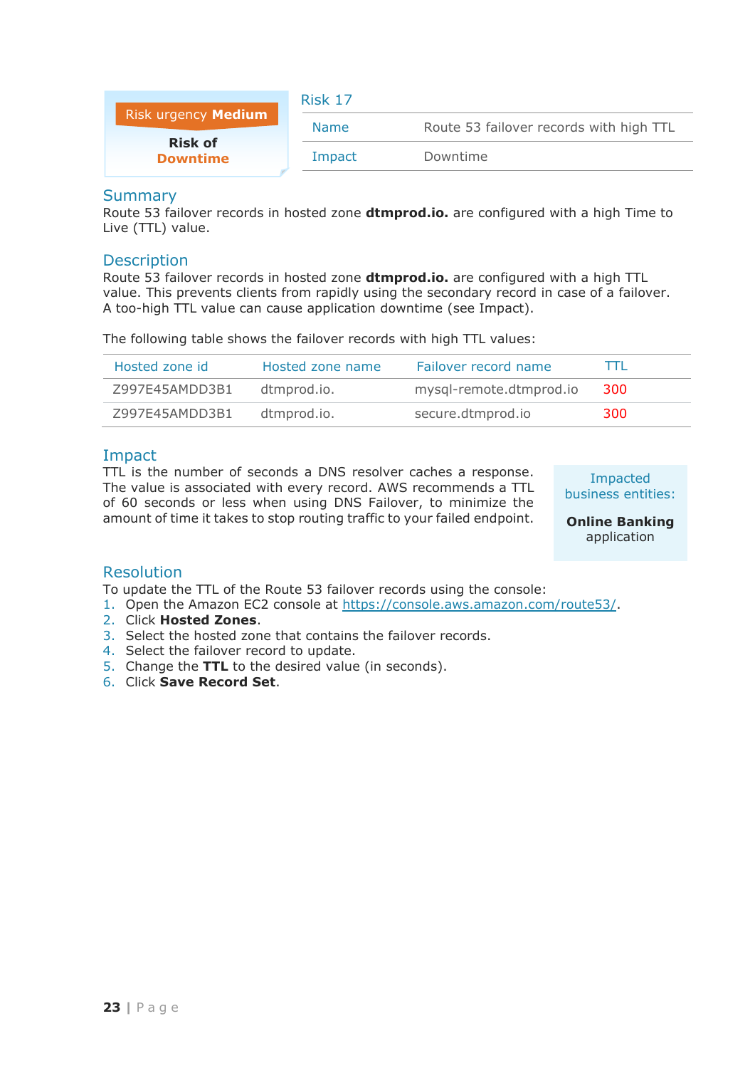Risk urgency **Medium**

**Risk of**
**Downtime**

## Risk 17

| Name | Route 53 failover records with high TTL |
|---|---|
| Impact | Downtime |

### Summary

Route 53 failover records in hosted zone **dtmprod.io.** are configured with a high Time to Live (TTL) value.

### Description

Route 53 failover records in hosted zone **dtmprod.io.** are configured with a high TTL value. This prevents clients from rapidly using the secondary record in case of a failover. A too-high TTL value can cause application downtime (see Impact).

The following table shows the failover records with high TTL values:

| Hosted zone id | Hosted zone name | Failover record name | TTL |
|---|---|---|---|
| Z997E45AMDD3B1 | dtmprod.io. | mysql-remote.dtmprod.io | 300 |
| Z997E45AMDD3B1 | dtmprod.io. | secure.dtmprod.io | 300 |

### Impact

TTL is the number of seconds a DNS resolver caches a response. The value is associated with every record. AWS recommends a TTL of 60 seconds or less when using DNS Failover, to minimize the amount of time it takes to stop routing traffic to your failed endpoint.

Impacted business entities:

**Online Banking** application

### Resolution

To update the TTL of the Route 53 failover records using the console:

1. Open the Amazon EC2 console at https://console.aws.amazon.com/route53/.
2. Click **Hosted Zones**.
3. Select the hosted zone that contains the failover records.
4. Select the failover record to update.
5. Change the **TTL** to the desired value (in seconds).
6. Click **Save Record Set**.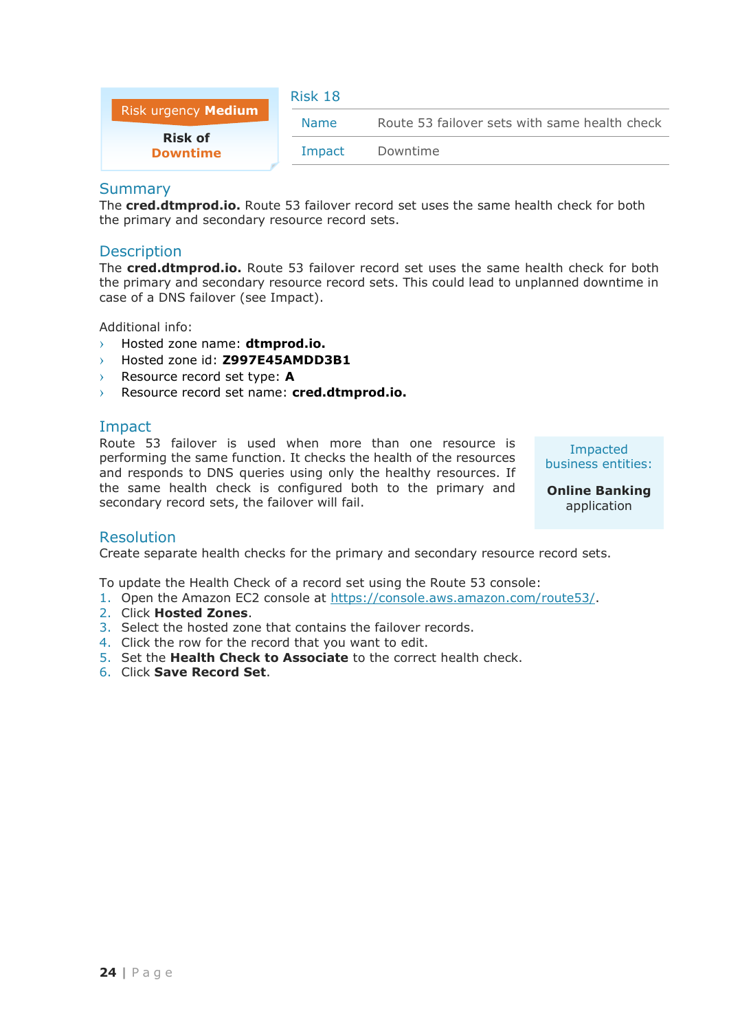Risk urgency **Medium**

**Risk of**
**Downtime**

## Risk 18

| Name | Route 53 failover sets with same health check |
|---|---|
| Impact | Downtime |

## Summary

The **cred.dtmprod.io.** Route 53 failover record set uses the same health check for both the primary and secondary resource record sets.

## Description

The **cred.dtmprod.io.** Route 53 failover record set uses the same health check for both the primary and secondary resource record sets. This could lead to unplanned downtime in case of a DNS failover (see Impact).

Additional info:

- Hosted zone name: **dtmprod.io.**
- Hosted zone id: **Z997E45AMDD3B1**
- Resource record set type: **A**
- Resource record set name: **cred.dtmprod.io.**

## Impact

Route 53 failover is used when more than one resource is performing the same function. It checks the health of the resources and responds to DNS queries using only the healthy resources. If the same health check is configured both to the primary and secondary record sets, the failover will fail.

Impacted business entities:

**Online Banking** application

## Resolution

Create separate health checks for the primary and secondary resource record sets.

To update the Health Check of a record set using the Route 53 console:

1. Open the Amazon EC2 console at https://console.aws.amazon.com/route53/.
2. Click **Hosted Zones**.
3. Select the hosted zone that contains the failover records.
4. Click the row for the record that you want to edit.
5. Set the **Health Check to Associate** to the correct health check.
6. Click **Save Record Set**.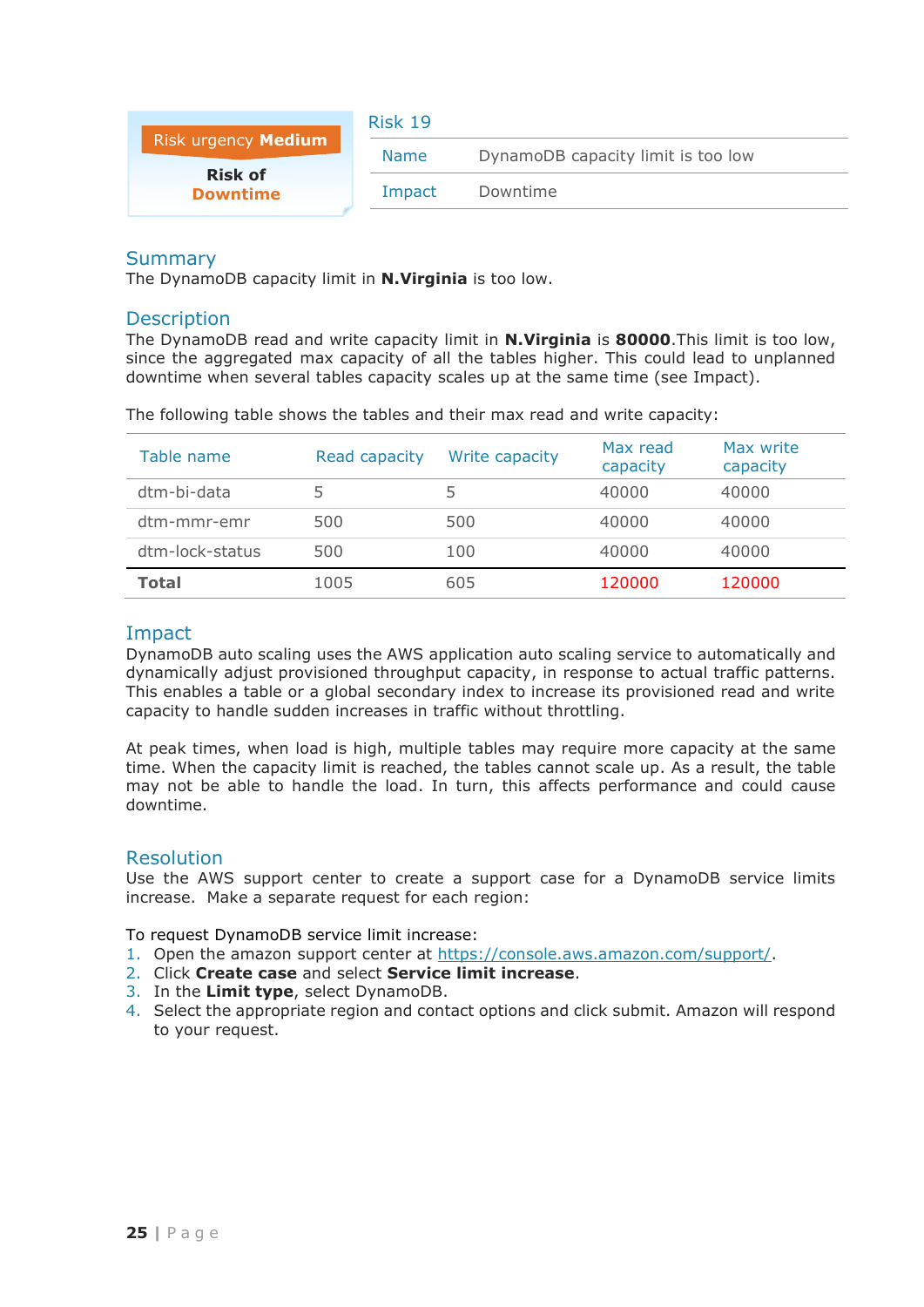Risk urgency **Medium**

**Risk of Downtime**

## Risk 19

| Name | DynamoDB capacity limit is too low |
| --- | --- |
| Impact | Downtime |

### Summary

The DynamoDB capacity limit in **N.Virginia** is too low.

### Description

The DynamoDB read and write capacity limit in **N.Virginia** is **80000**.This limit is too low, since the aggregated max capacity of all the tables higher. This could lead to unplanned downtime when several tables capacity scales up at the same time (see Impact).

The following table shows the tables and their max read and write capacity:

| Table name | Read capacity | Write capacity | Max read capacity | Max write capacity |
| --- | --- | --- | --- | --- |
| dtm-bi-data | 5 | 5 | 40000 | 40000 |
| dtm-mmr-emr | 500 | 500 | 40000 | 40000 |
| dtm-lock-status | 500 | 100 | 40000 | 40000 |
| **Total** | 1005 | 605 | 120000 | 120000 |

### Impact

DynamoDB auto scaling uses the AWS application auto scaling service to automatically and dynamically adjust provisioned throughput capacity, in response to actual traffic patterns. This enables a table or a global secondary index to increase its provisioned read and write capacity to handle sudden increases in traffic without throttling.

At peak times, when load is high, multiple tables may require more capacity at the same time. When the capacity limit is reached, the tables cannot scale up. As a result, the table may not be able to handle the load. In turn, this affects performance and could cause downtime.

### Resolution

Use the AWS support center to create a support case for a DynamoDB service limits increase. Make a separate request for each region:

To request DynamoDB service limit increase:

1. Open the amazon support center at https://console.aws.amazon.com/support/.
2. Click **Create case** and select **Service limit increase**.
3. In the **Limit type**, select DynamoDB.
4. Select the appropriate region and contact options and click submit. Amazon will respond to your request.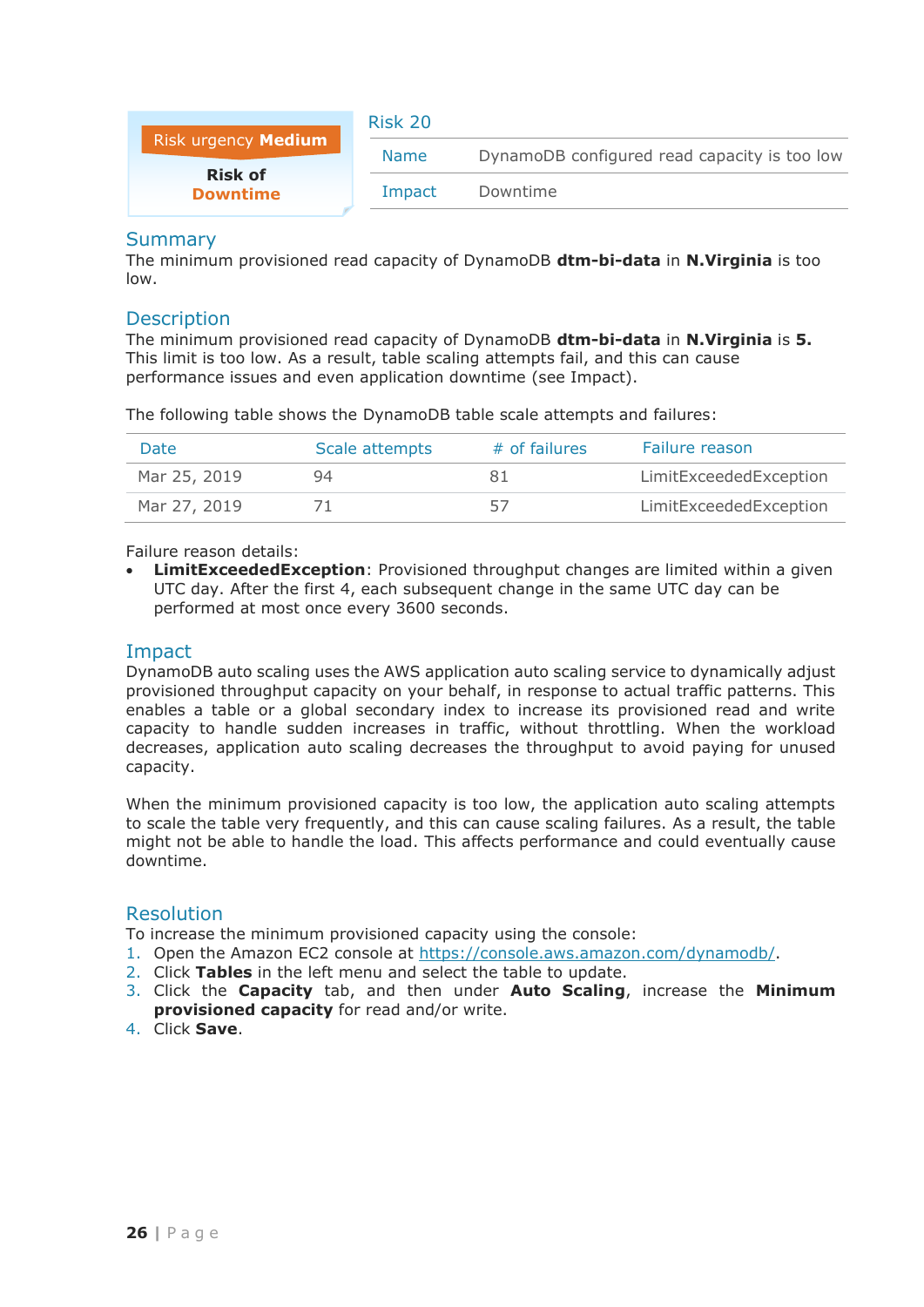Risk urgency **Medium**

**Risk of**
**Downtime**

## Risk 20

| Name | DynamoDB configured read capacity is too low |
|---|---|
| Impact | Downtime |

## Summary

The minimum provisioned read capacity of DynamoDB **dtm-bi-data** in **N.Virginia** is too low.

## Description

The minimum provisioned read capacity of DynamoDB **dtm-bi-data** in **N.Virginia** is **5.** This limit is too low. As a result, table scaling attempts fail, and this can cause performance issues and even application downtime (see Impact).

The following table shows the DynamoDB table scale attempts and failures:

| Date | Scale attempts | # of failures | Failure reason |
|---|---|---|---|
| Mar 25, 2019 | 94 | 81 | LimitExceededException |
| Mar 27, 2019 | 71 | 57 | LimitExceededException |

Failure reason details:

- **LimitExceededException**: Provisioned throughput changes are limited within a given UTC day. After the first 4, each subsequent change in the same UTC day can be performed at most once every 3600 seconds.

## Impact

DynamoDB auto scaling uses the AWS application auto scaling service to dynamically adjust provisioned throughput capacity on your behalf, in response to actual traffic patterns. This enables a table or a global secondary index to increase its provisioned read and write capacity to handle sudden increases in traffic, without throttling. When the workload decreases, application auto scaling decreases the throughput to avoid paying for unused capacity.

When the minimum provisioned capacity is too low, the application auto scaling attempts to scale the table very frequently, and this can cause scaling failures. As a result, the table might not be able to handle the load. This affects performance and could eventually cause downtime.

## Resolution

To increase the minimum provisioned capacity using the console:

1. Open the Amazon EC2 console at https://console.aws.amazon.com/dynamodb/.
2. Click **Tables** in the left menu and select the table to update.
3. Click the **Capacity** tab, and then under **Auto Scaling**, increase the **Minimum provisioned capacity** for read and/or write.
4. Click **Save**.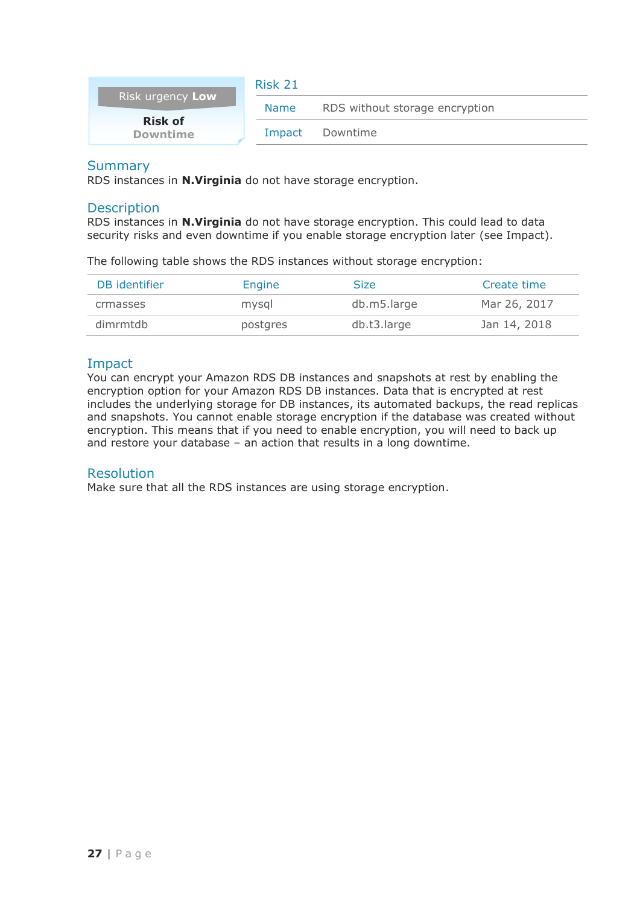Risk urgency **Low**

**Risk of**
**Downtime**

## Risk 21

| Name | RDS without storage encryption |
|---|---|
| Impact | Downtime |

## Summary

RDS instances in **N.Virginia** do not have storage encryption.

## Description

RDS instances in **N.Virginia** do not have storage encryption. This could lead to data security risks and even downtime if you enable storage encryption later (see Impact).

The following table shows the RDS instances without storage encryption:

| DB identifier | Engine | Size | Create time |
|---|---|---|---|
| crmasses | mysql | db.m5.large | Mar 26, 2017 |
| dimrmtdb | postgres | db.t3.large | Jan 14, 2018 |

## Impact

You can encrypt your Amazon RDS DB instances and snapshots at rest by enabling the encryption option for your Amazon RDS DB instances. Data that is encrypted at rest includes the underlying storage for DB instances, its automated backups, the read replicas and snapshots. You cannot enable storage encryption if the database was created without encryption. This means that if you need to enable encryption, you will need to back up and restore your database – an action that results in a long downtime.

## Resolution

Make sure that all the RDS instances are using storage encryption.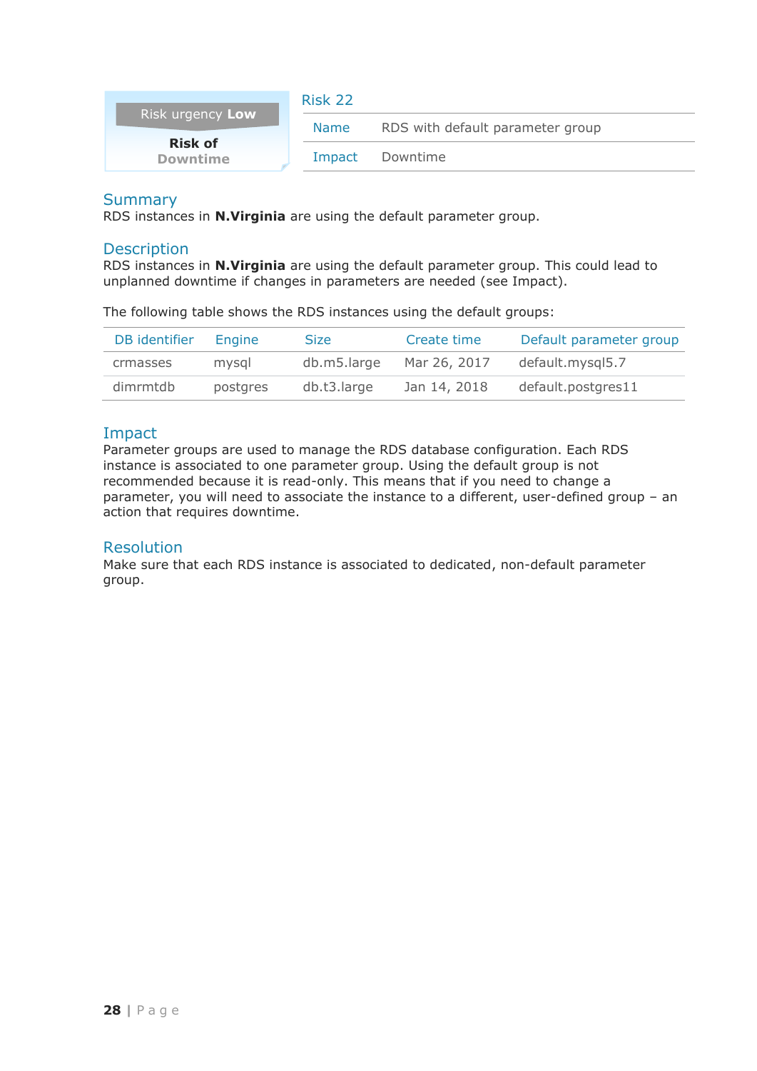Risk urgency **Low**

**Risk of**
**Downtime**

## Risk 22

| Name | RDS with default parameter group |
|---|---|
| Impact | Downtime |

## Summary

RDS instances in **N.Virginia** are using the default parameter group.

## Description

RDS instances in **N.Virginia** are using the default parameter group. This could lead to unplanned downtime if changes in parameters are needed (see Impact).

The following table shows the RDS instances using the default groups:

| DB identifier | Engine | Size | Create time | Default parameter group |
|---|---|---|---|---|
| crmasses | mysql | db.m5.large | Mar 26, 2017 | default.mysql5.7 |
| dimrmtdb | postgres | db.t3.large | Jan 14, 2018 | default.postgres11 |

## Impact

Parameter groups are used to manage the RDS database configuration. Each RDS instance is associated to one parameter group. Using the default group is not recommended because it is read-only. This means that if you need to change a parameter, you will need to associate the instance to a different, user-defined group – an action that requires downtime.

## Resolution

Make sure that each RDS instance is associated to dedicated, non-default parameter group.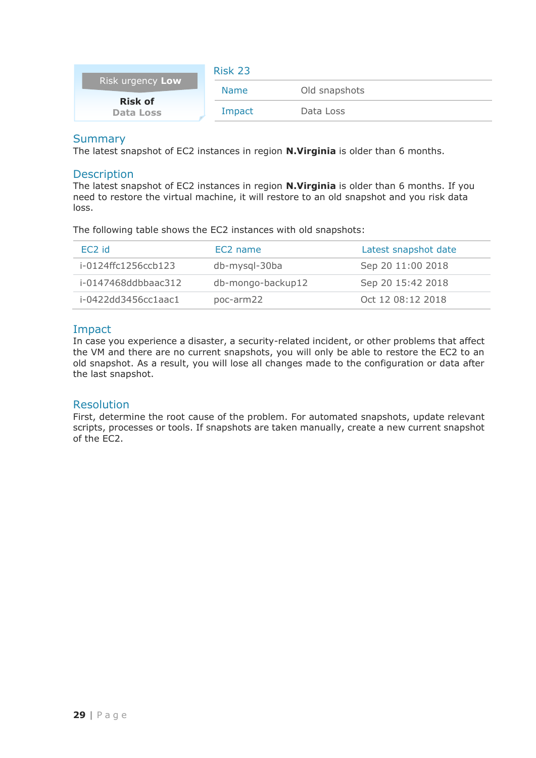Risk urgency **Low**

**Risk of**
**Data Loss**

## Risk 23

| Name | Old snapshots |
| --- | --- |
| Impact | Data Loss |

## Summary

The latest snapshot of EC2 instances in region **N.Virginia** is older than 6 months.

## Description

The latest snapshot of EC2 instances in region **N.Virginia** is older than 6 months. If you need to restore the virtual machine, it will restore to an old snapshot and you risk data loss.

The following table shows the EC2 instances with old snapshots:

| EC2 id | EC2 name | Latest snapshot date |
| --- | --- | --- |
| i-0124ffc1256ccb123 | db-mysql-30ba | Sep 20 11:00 2018 |
| i-0147468ddbbaac312 | db-mongo-backup12 | Sep 20 15:42 2018 |
| i-0422dd3456cc1aac1 | poc-arm22 | Oct 12 08:12 2018 |

## Impact

In case you experience a disaster, a security-related incident, or other problems that affect the VM and there are no current snapshots, you will only be able to restore the EC2 to an old snapshot. As a result, you will lose all changes made to the configuration or data after the last snapshot.

## Resolution

First, determine the root cause of the problem. For automated snapshots, update relevant scripts, processes or tools. If snapshots are taken manually, create a new current snapshot of the EC2.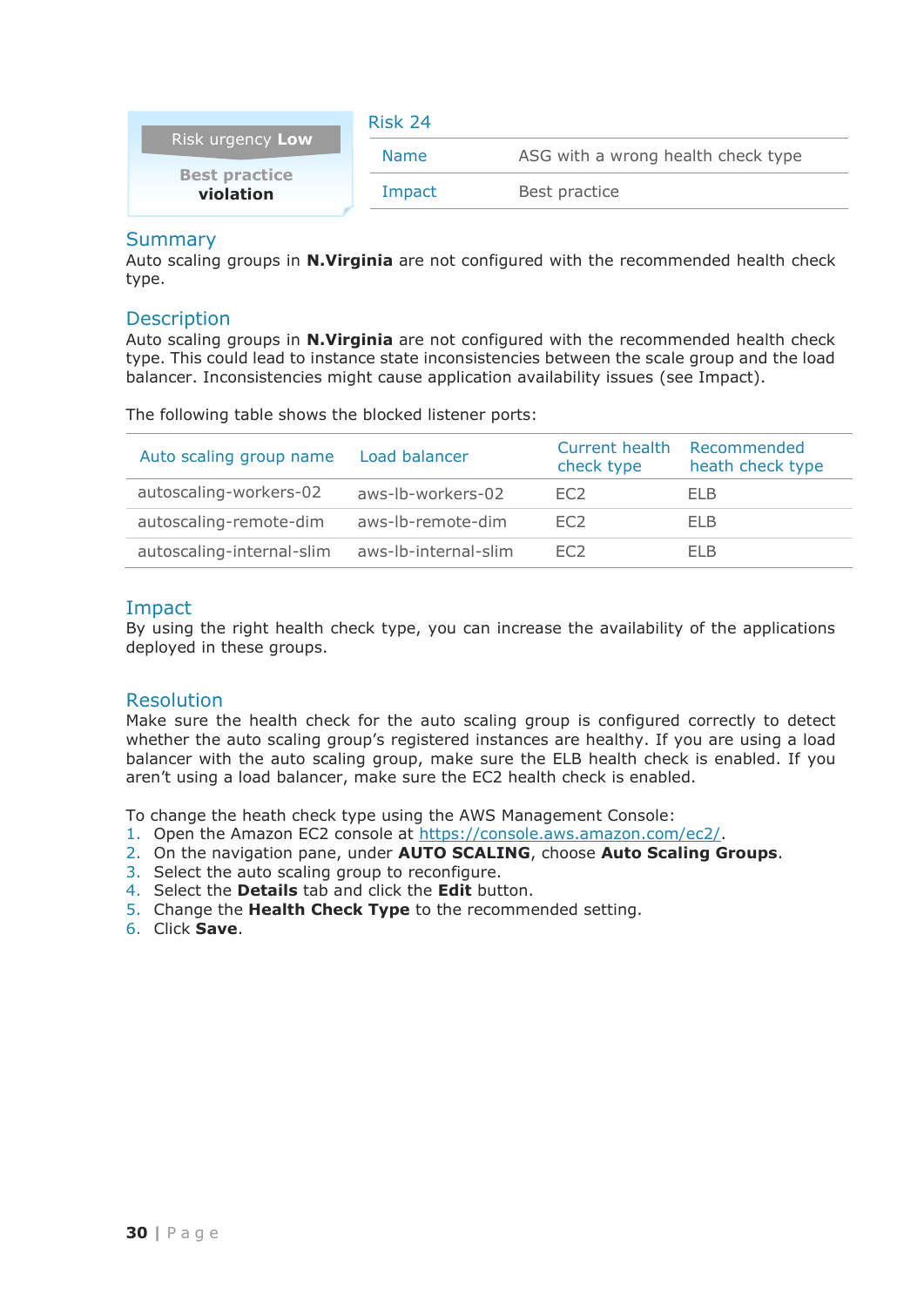| Risk urgency **Low** | |
|---|---|
| **Best practice violation** | |

## Risk 24

| Name | ASG with a wrong health check type |
|---|---|
| Impact | Best practice |

## Summary

Auto scaling groups in **N.Virginia** are not configured with the recommended health check type.

## Description

Auto scaling groups in **N.Virginia** are not configured with the recommended health check type. This could lead to instance state inconsistencies between the scale group and the load balancer. Inconsistencies might cause application availability issues (see Impact).

The following table shows the blocked listener ports:

| Auto scaling group name | Load balancer | Current health check type | Recommended heath check type |
|---|---|---|---|
| autoscaling-workers-02 | aws-lb-workers-02 | EC2 | ELB |
| autoscaling-remote-dim | aws-lb-remote-dim | EC2 | ELB |
| autoscaling-internal-slim | aws-lb-internal-slim | EC2 | ELB |

## Impact

By using the right health check type, you can increase the availability of the applications deployed in these groups.

## Resolution

Make sure the health check for the auto scaling group is configured correctly to detect whether the auto scaling group's registered instances are healthy. If you are using a load balancer with the auto scaling group, make sure the ELB health check is enabled. If you aren't using a load balancer, make sure the EC2 health check is enabled.

To change the heath check type using the AWS Management Console:

1. Open the Amazon EC2 console at https://console.aws.amazon.com/ec2/.
2. On the navigation pane, under **AUTO SCALING**, choose **Auto Scaling Groups**.
3. Select the auto scaling group to reconfigure.
4. Select the **Details** tab and click the **Edit** button.
5. Change the **Health Check Type** to the recommended setting.
6. Click **Save**.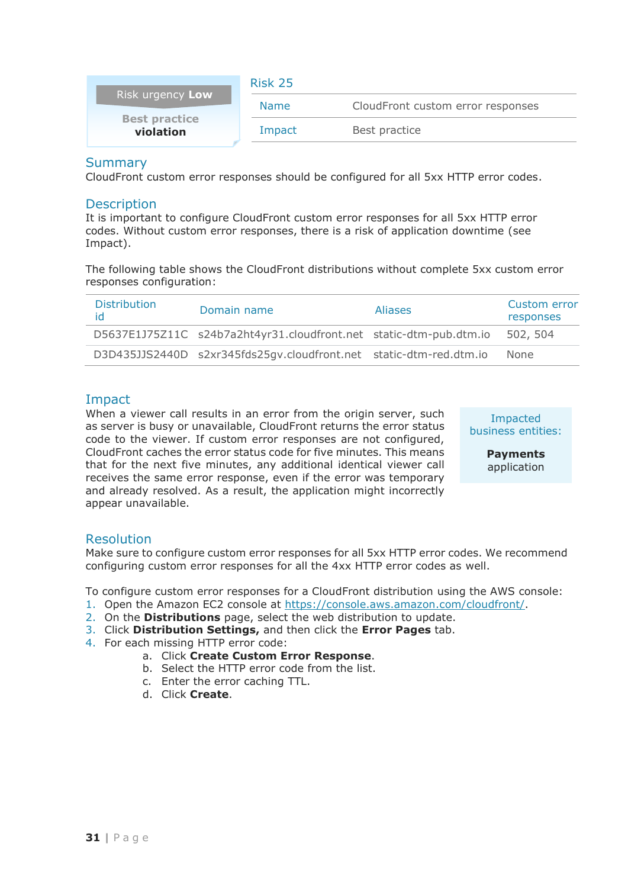Risk urgency **Low**

**Best practice violation**

## Risk 25

| Name | CloudFront custom error responses |
|---|---|
| Impact | Best practice |

## Summary

CloudFront custom error responses should be configured for all 5xx HTTP error codes.

## Description

It is important to configure CloudFront custom error responses for all 5xx HTTP error codes. Without custom error responses, there is a risk of application downtime (see Impact).

The following table shows the CloudFront distributions without complete 5xx custom error responses configuration:

| Distribution id | Domain name | Aliases | Custom error responses |
|---|---|---|---|
| D5637E1J75Z11C | s24b7a2ht4yr31.cloudfront.net | static-dtm-pub.dtm.io | 502, 504 |
| D3D435JJS2440D | s2xr345fds25gv.cloudfront.net | static-dtm-red.dtm.io | None |

## Impact

When a viewer call results in an error from the origin server, such as server is busy or unavailable, CloudFront returns the error status code to the viewer. If custom error responses are not configured, CloudFront caches the error status code for five minutes. This means that for the next five minutes, any additional identical viewer call receives the same error response, even if the error was temporary and already resolved. As a result, the application might incorrectly appear unavailable.

Impacted business entities:

**Payments** application

## Resolution

Make sure to configure custom error responses for all 5xx HTTP error codes. We recommend configuring custom error responses for all the 4xx HTTP error codes as well.

To configure custom error responses for a CloudFront distribution using the AWS console:

1. Open the Amazon EC2 console at https://console.aws.amazon.com/cloudfront/.
2. On the **Distributions** page, select the web distribution to update.
3. Click **Distribution Settings,** and then click the **Error Pages** tab.
4. For each missing HTTP error code:
    a. Click **Create Custom Error Response**.
    b. Select the HTTP error code from the list.
    c. Enter the error caching TTL.
    d. Click **Create**.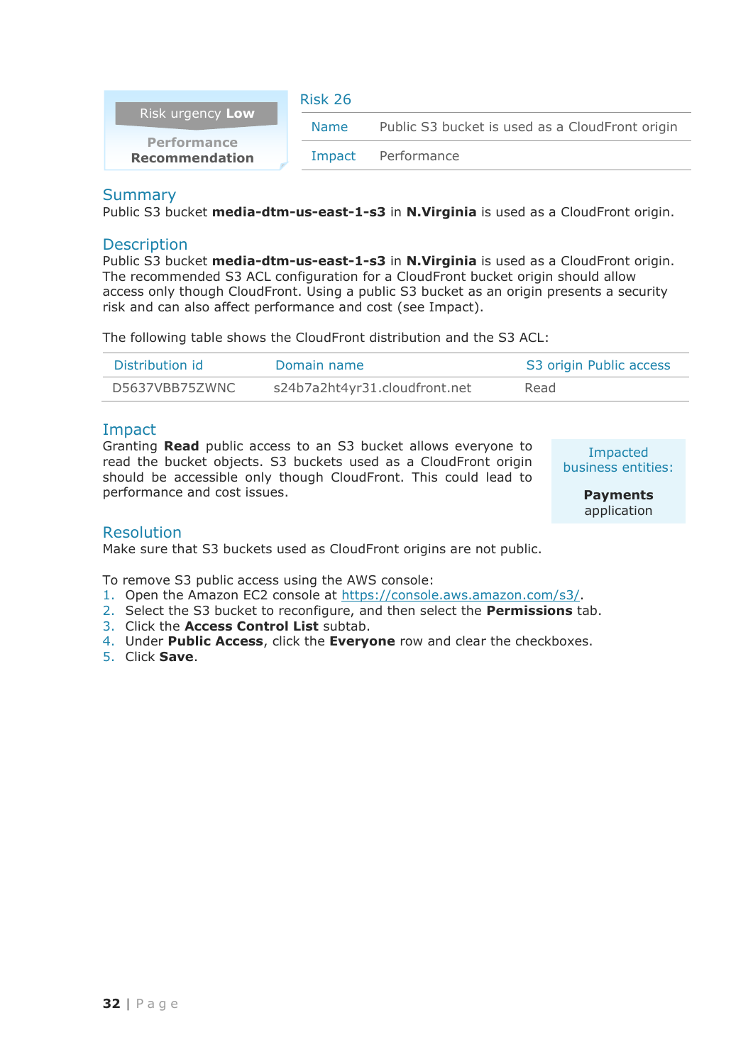Risk urgency **Low**

Performance
**Recommendation**

## Risk 26

| | |
|---|---|
| Name | Public S3 bucket is used as a CloudFront origin |
| Impact | Performance |

## Summary

Public S3 bucket **media-dtm-us-east-1-s3** in **N.Virginia** is used as a CloudFront origin.

## Description

Public S3 bucket **media-dtm-us-east-1-s3** in **N.Virginia** is used as a CloudFront origin. The recommended S3 ACL configuration for a CloudFront bucket origin should allow access only though CloudFront. Using a public S3 bucket as an origin presents a security risk and can also affect performance and cost (see Impact).

The following table shows the CloudFront distribution and the S3 ACL:

| Distribution id | Domain name | S3 origin Public access |
|---|---|---|
| D5637VBB75ZWNC | s24b7a2ht4yr31.cloudfront.net | Read |

## Impact

Granting **Read** public access to an S3 bucket allows everyone to read the bucket objects. S3 buckets used as a CloudFront origin should be accessible only though CloudFront. This could lead to performance and cost issues.

Impacted business entities:

**Payments** application

## Resolution

Make sure that S3 buckets used as CloudFront origins are not public.

To remove S3 public access using the AWS console:

1. Open the Amazon EC2 console at https://console.aws.amazon.com/s3/.
2. Select the S3 bucket to reconfigure, and then select the **Permissions** tab.
3. Click the **Access Control List** subtab.
4. Under **Public Access**, click the **Everyone** row and clear the checkboxes.
5. Click **Save**.